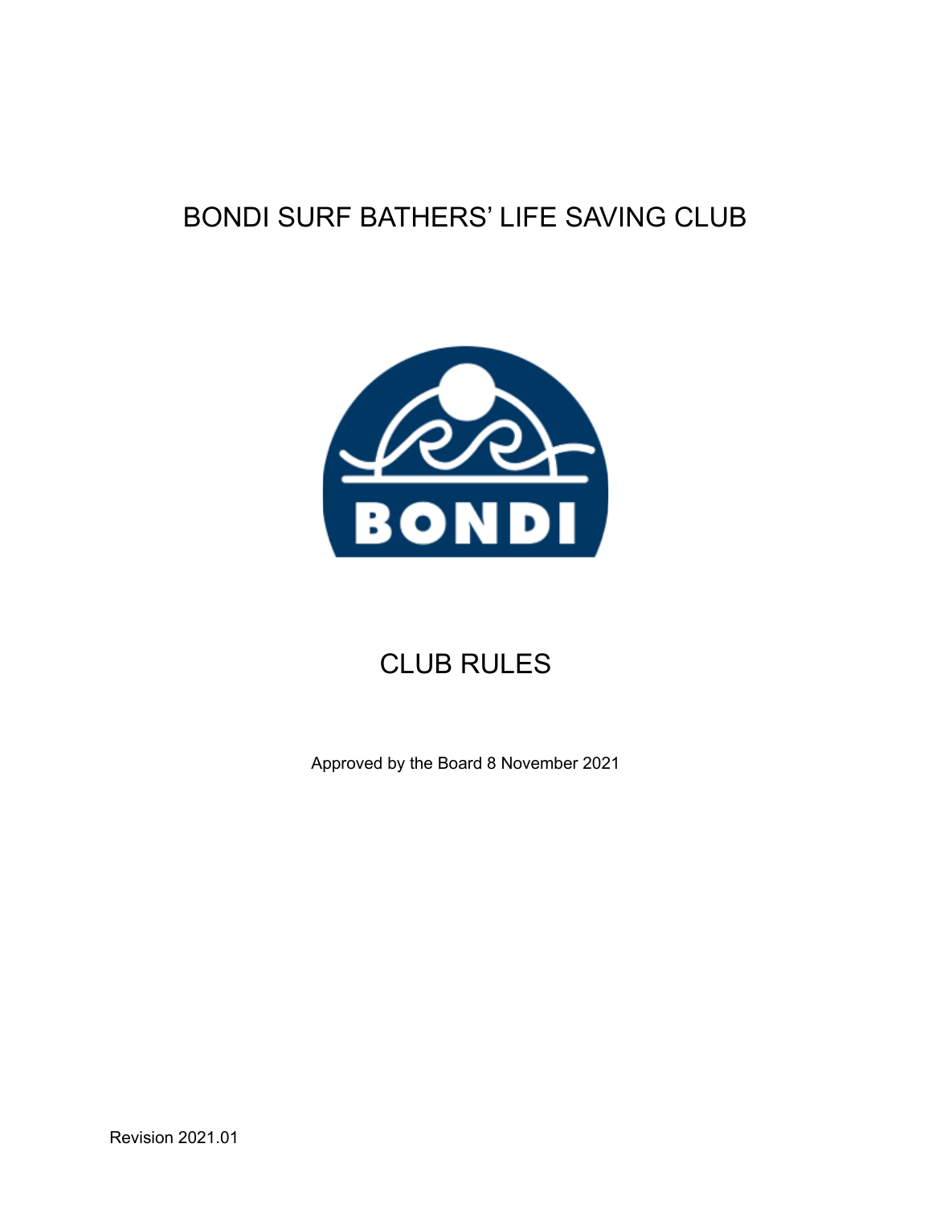# BONDI SURF BATHERS' LIFE SAVING CLUB

## CLUB RULES

Approved by the Board 8 November 2021

Revision 2021.01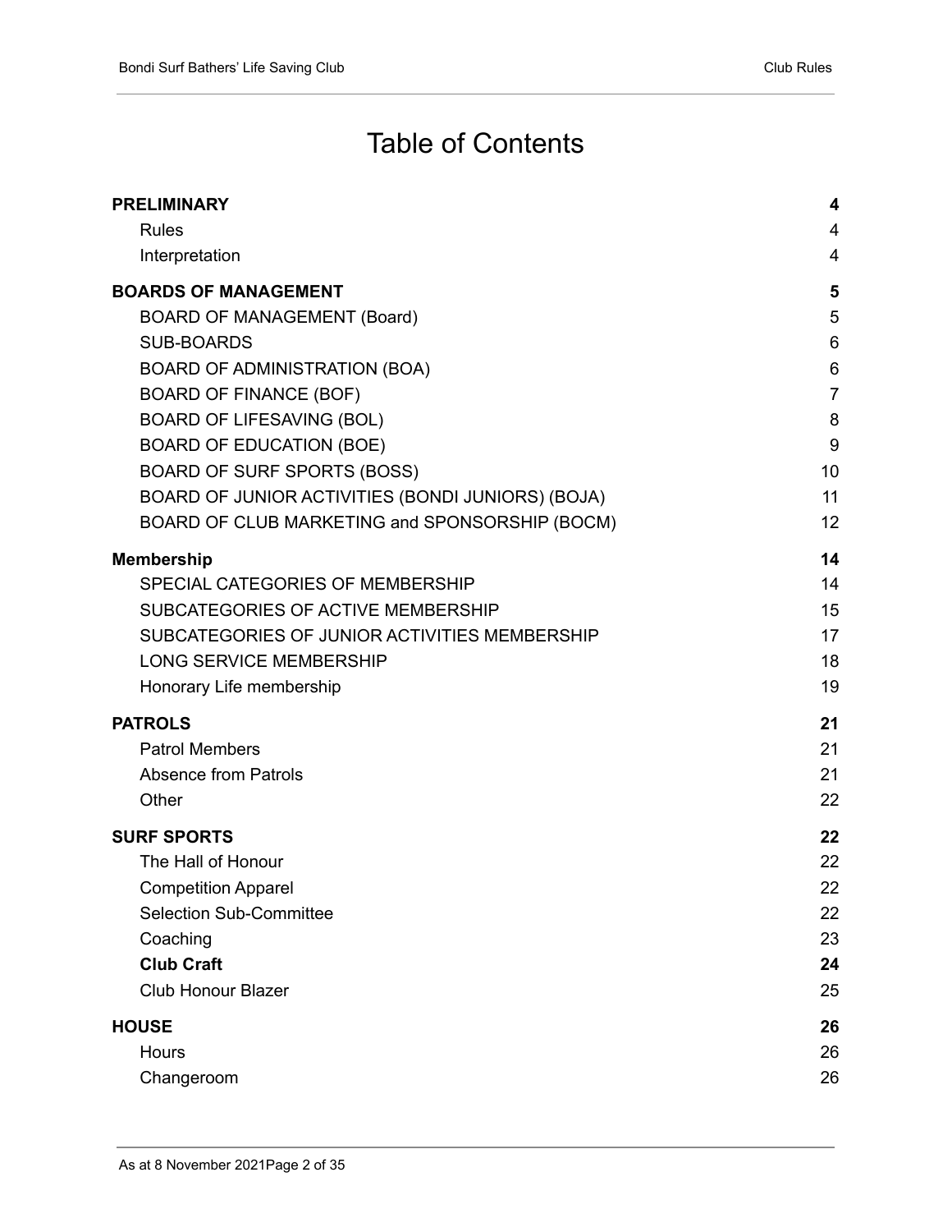# Table of Contents

| | |
|---|---|
| **PRELIMINARY** | **4** |
| Rules | 4 |
| Interpretation | 4 |
| **BOARDS OF MANAGEMENT** | **5** |
| BOARD OF MANAGEMENT (Board) | 5 |
| SUB-BOARDS | 6 |
| BOARD OF ADMINISTRATION (BOA) | 6 |
| BOARD OF FINANCE (BOF) | 7 |
| BOARD OF LIFESAVING (BOL) | 8 |
| BOARD OF EDUCATION (BOE) | 9 |
| BOARD OF SURF SPORTS (BOSS) | 10 |
| BOARD OF JUNIOR ACTIVITIES (BONDI JUNIORS) (BOJA) | 11 |
| BOARD OF CLUB MARKETING and SPONSORSHIP (BOCM) | 12 |
| **Membership** | **14** |
| SPECIAL CATEGORIES OF MEMBERSHIP | 14 |
| SUBCATEGORIES OF ACTIVE MEMBERSHIP | 15 |
| SUBCATEGORIES OF JUNIOR ACTIVITIES MEMBERSHIP | 17 |
| LONG SERVICE MEMBERSHIP | 18 |
| Honorary Life membership | 19 |
| **PATROLS** | **21** |
| Patrol Members | 21 |
| Absence from Patrols | 21 |
| Other | 22 |
| **SURF SPORTS** | **22** |
| The Hall of Honour | 22 |
| Competition Apparel | 22 |
| Selection Sub-Committee | 22 |
| Coaching | 23 |
| **Club Craft** | **24** |
| Club Honour Blazer | 25 |
| **HOUSE** | **26** |
| Hours | 26 |
| Changeroom | 26 |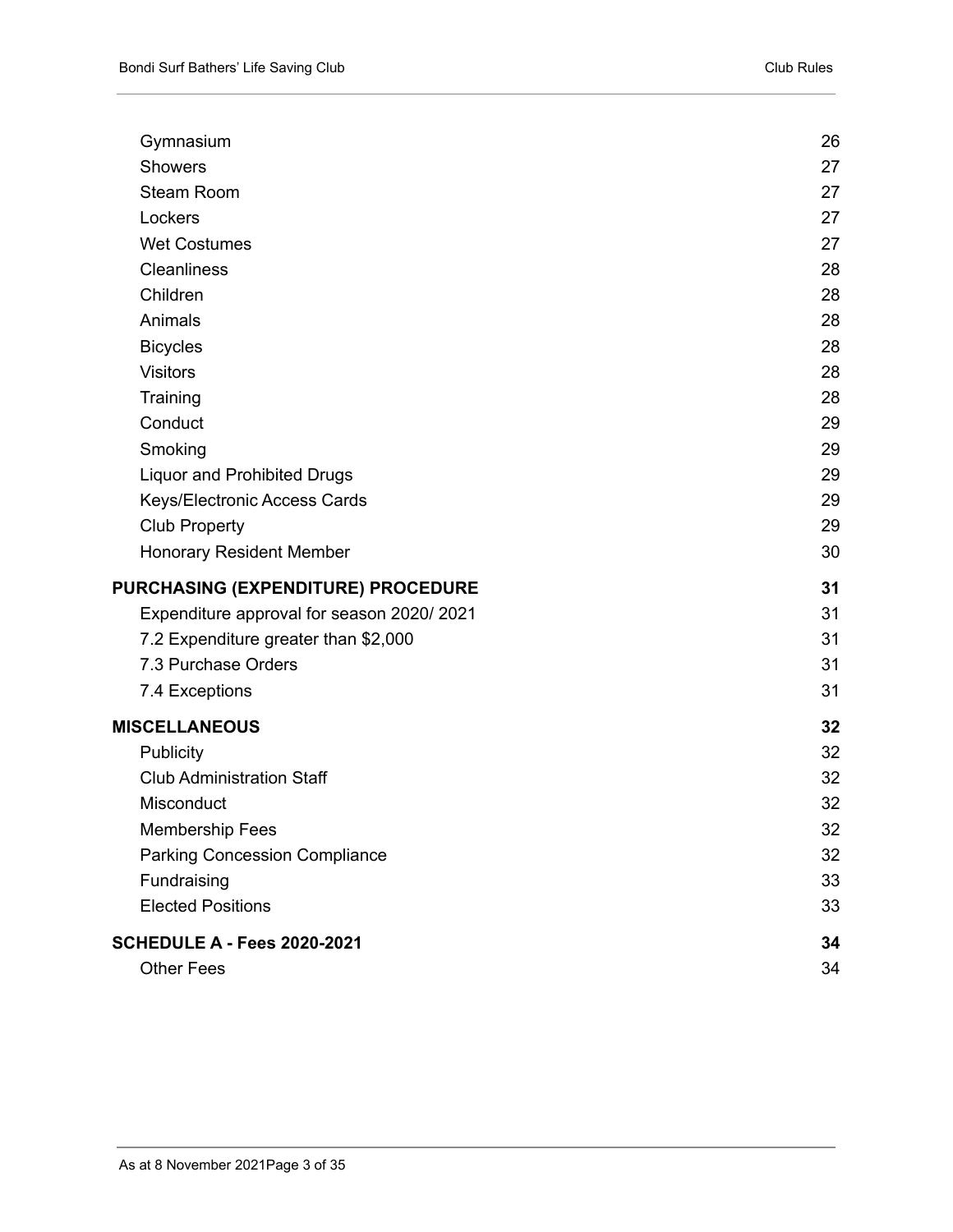| | |
|---|---|
| Gymnasium | 26 |
| Showers | 27 |
| Steam Room | 27 |
| Lockers | 27 |
| Wet Costumes | 27 |
| Cleanliness | 28 |
| Children | 28 |
| Animals | 28 |
| Bicycles | 28 |
| Visitors | 28 |
| Training | 28 |
| Conduct | 29 |
| Smoking | 29 |
| Liquor and Prohibited Drugs | 29 |
| Keys/Electronic Access Cards | 29 |
| Club Property | 29 |
| Honorary Resident Member | 30 |
| **PURCHASING (EXPENDITURE) PROCEDURE** | **31** |
| Expenditure approval for season 2020/ 2021 | 31 |
| 7.2 Expenditure greater than $2,000 | 31 |
| 7.3 Purchase Orders | 31 |
| 7.4 Exceptions | 31 |
| **MISCELLANEOUS** | **32** |
| Publicity | 32 |
| Club Administration Staff | 32 |
| Misconduct | 32 |
| Membership Fees | 32 |
| Parking Concession Compliance | 32 |
| Fundraising | 33 |
| Elected Positions | 33 |
| **SCHEDULE A - Fees 2020-2021** | **34** |
| Other Fees | 34 |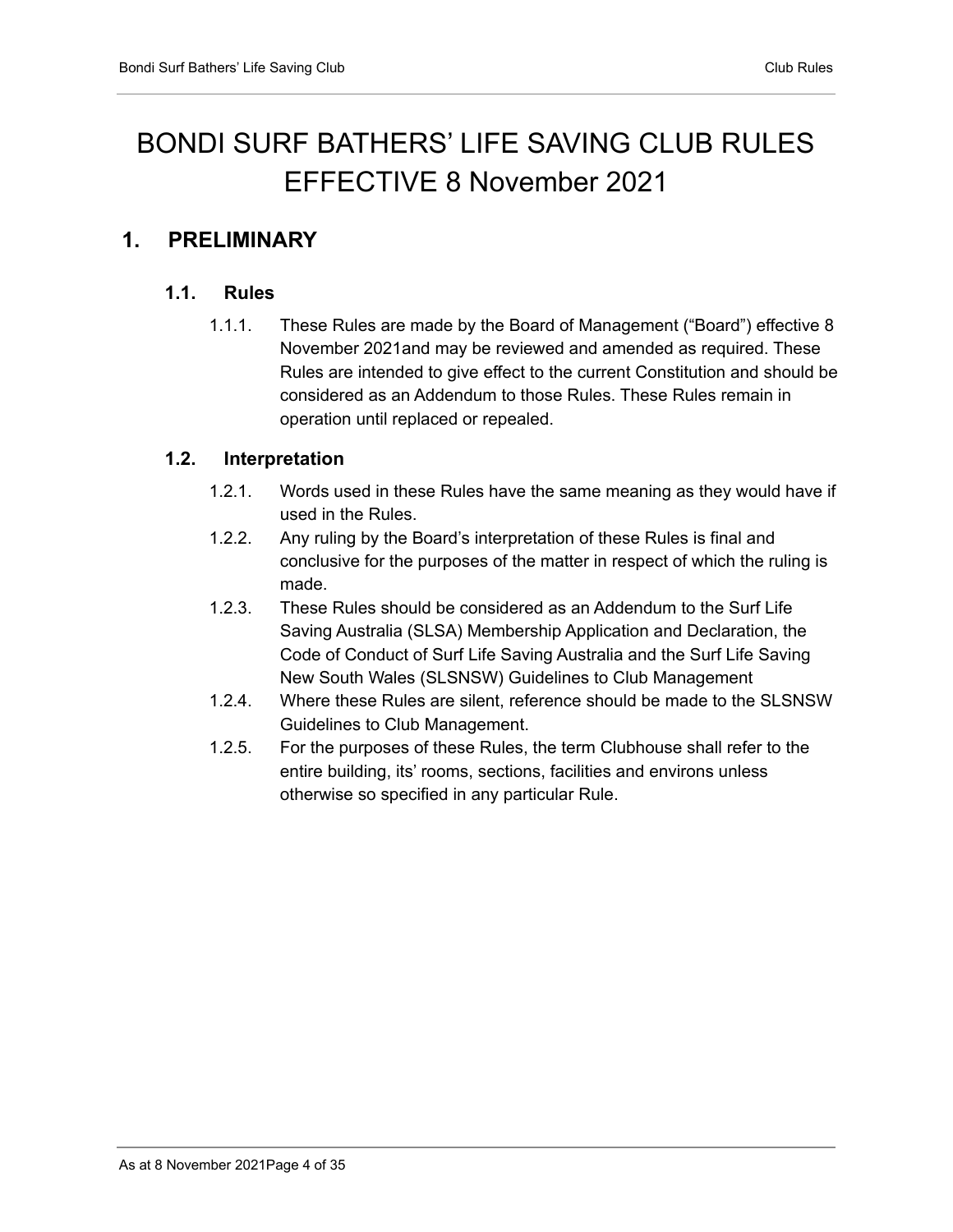# BONDI SURF BATHERS' LIFE SAVING CLUB RULES EFFECTIVE 8 November 2021

## 1. PRELIMINARY

### 1.1. Rules

1.1.1. These Rules are made by the Board of Management ("Board") effective 8 November 2021and may be reviewed and amended as required. These Rules are intended to give effect to the current Constitution and should be considered as an Addendum to those Rules. These Rules remain in operation until replaced or repealed.

### 1.2. Interpretation

1.2.1. Words used in these Rules have the same meaning as they would have if used in the Rules.

1.2.2. Any ruling by the Board's interpretation of these Rules is final and conclusive for the purposes of the matter in respect of which the ruling is made.

1.2.3. These Rules should be considered as an Addendum to the Surf Life Saving Australia (SLSA) Membership Application and Declaration, the Code of Conduct of Surf Life Saving Australia and the Surf Life Saving New South Wales (SLSNSW) Guidelines to Club Management

1.2.4. Where these Rules are silent, reference should be made to the SLSNSW Guidelines to Club Management.

1.2.5. For the purposes of these Rules, the term Clubhouse shall refer to the entire building, its' rooms, sections, facilities and environs unless otherwise so specified in any particular Rule.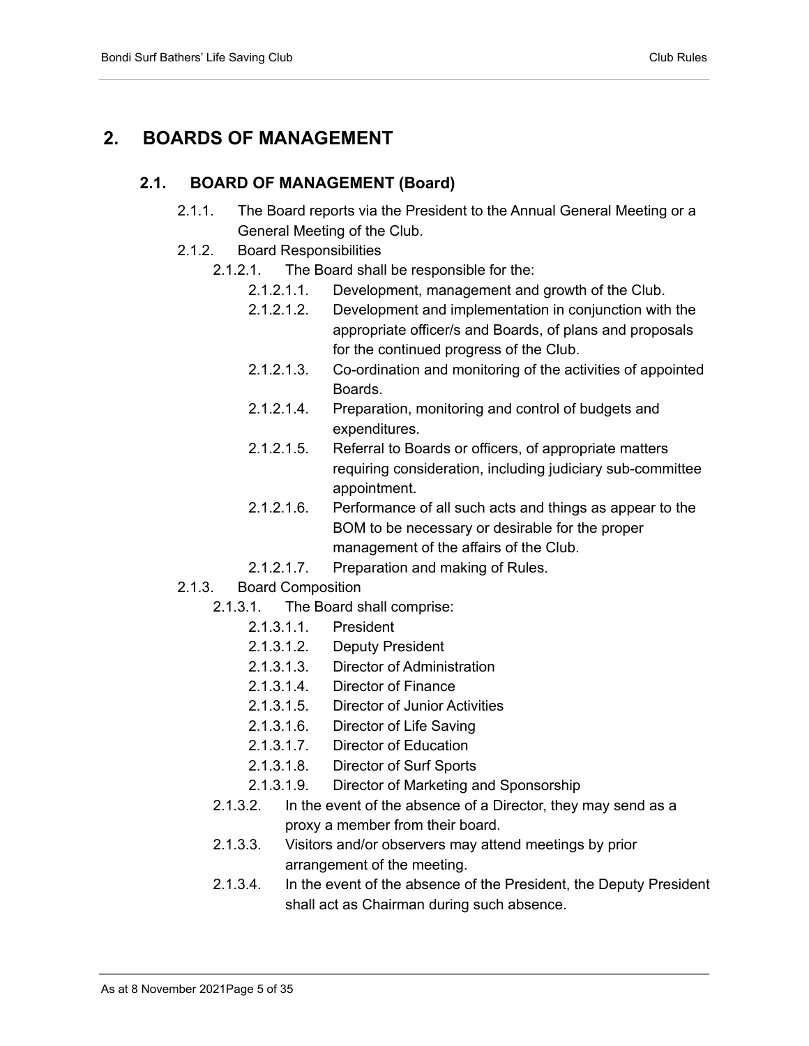# 2. BOARDS OF MANAGEMENT

## 2.1. BOARD OF MANAGEMENT (Board)

- 2.1.1. The Board reports via the President to the Annual General Meeting or a General Meeting of the Club.
- 2.1.2. Board Responsibilities
  - 2.1.2.1. The Board shall be responsible for the:
    - 2.1.2.1.1. Development, management and growth of the Club.
    - 2.1.2.1.2. Development and implementation in conjunction with the appropriate officer/s and Boards, of plans and proposals for the continued progress of the Club.
    - 2.1.2.1.3. Co-ordination and monitoring of the activities of appointed Boards.
    - 2.1.2.1.4. Preparation, monitoring and control of budgets and expenditures.
    - 2.1.2.1.5. Referral to Boards or officers, of appropriate matters requiring consideration, including judiciary sub-committee appointment.
    - 2.1.2.1.6. Performance of all such acts and things as appear to the BOM to be necessary or desirable for the proper management of the affairs of the Club.
    - 2.1.2.1.7. Preparation and making of Rules.
- 2.1.3. Board Composition
  - 2.1.3.1. The Board shall comprise:
    - 2.1.3.1.1. President
    - 2.1.3.1.2. Deputy President
    - 2.1.3.1.3. Director of Administration
    - 2.1.3.1.4. Director of Finance
    - 2.1.3.1.5. Director of Junior Activities
    - 2.1.3.1.6. Director of Life Saving
    - 2.1.3.1.7. Director of Education
    - 2.1.3.1.8. Director of Surf Sports
    - 2.1.3.1.9. Director of Marketing and Sponsorship
  - 2.1.3.2. In the event of the absence of a Director, they may send as a proxy a member from their board.
  - 2.1.3.3. Visitors and/or observers may attend meetings by prior arrangement of the meeting.
  - 2.1.3.4. In the event of the absence of the President, the Deputy President shall act as Chairman during such absence.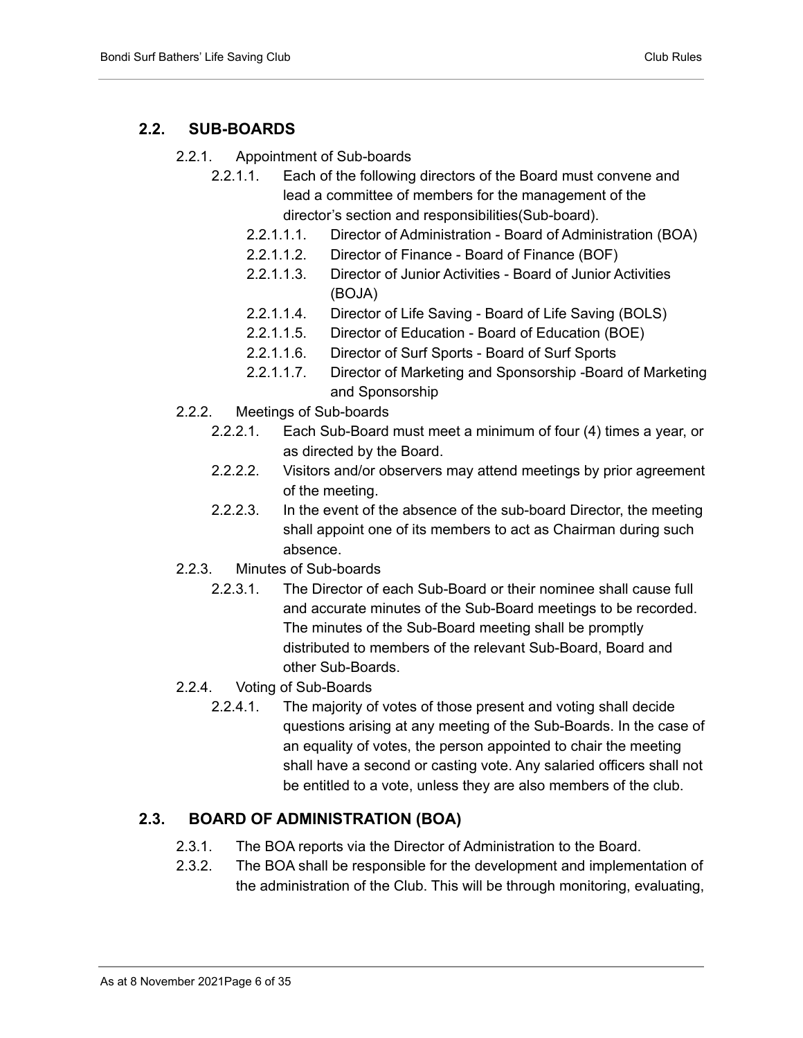## 2.2. SUB-BOARDS

2.2.1. Appointment of Sub-boards

2.2.1.1. Each of the following directors of the Board must convene and lead a committee of members for the management of the director's section and responsibilities(Sub-board).

2.2.1.1.1. Director of Administration - Board of Administration (BOA)

2.2.1.1.2. Director of Finance - Board of Finance (BOF)

2.2.1.1.3. Director of Junior Activities - Board of Junior Activities (BOJA)

2.2.1.1.4. Director of Life Saving - Board of Life Saving (BOLS)

2.2.1.1.5. Director of Education - Board of Education (BOE)

2.2.1.1.6. Director of Surf Sports - Board of Surf Sports

2.2.1.1.7. Director of Marketing and Sponsorship -Board of Marketing and Sponsorship

2.2.2. Meetings of Sub-boards

2.2.2.1. Each Sub-Board must meet a minimum of four (4) times a year, or as directed by the Board.

2.2.2.2. Visitors and/or observers may attend meetings by prior agreement of the meeting.

2.2.2.3. In the event of the absence of the sub-board Director, the meeting shall appoint one of its members to act as Chairman during such absence.

2.2.3. Minutes of Sub-boards

2.2.3.1. The Director of each Sub-Board or their nominee shall cause full and accurate minutes of the Sub-Board meetings to be recorded. The minutes of the Sub-Board meeting shall be promptly distributed to members of the relevant Sub-Board, Board and other Sub-Boards.

2.2.4. Voting of Sub-Boards

2.2.4.1. The majority of votes of those present and voting shall decide questions arising at any meeting of the Sub-Boards. In the case of an equality of votes, the person appointed to chair the meeting shall have a second or casting vote. Any salaried officers shall not be entitled to a vote, unless they are also members of the club.

## 2.3. BOARD OF ADMINISTRATION (BOA)

2.3.1. The BOA reports via the Director of Administration to the Board.

2.3.2. The BOA shall be responsible for the development and implementation of the administration of the Club. This will be through monitoring, evaluating,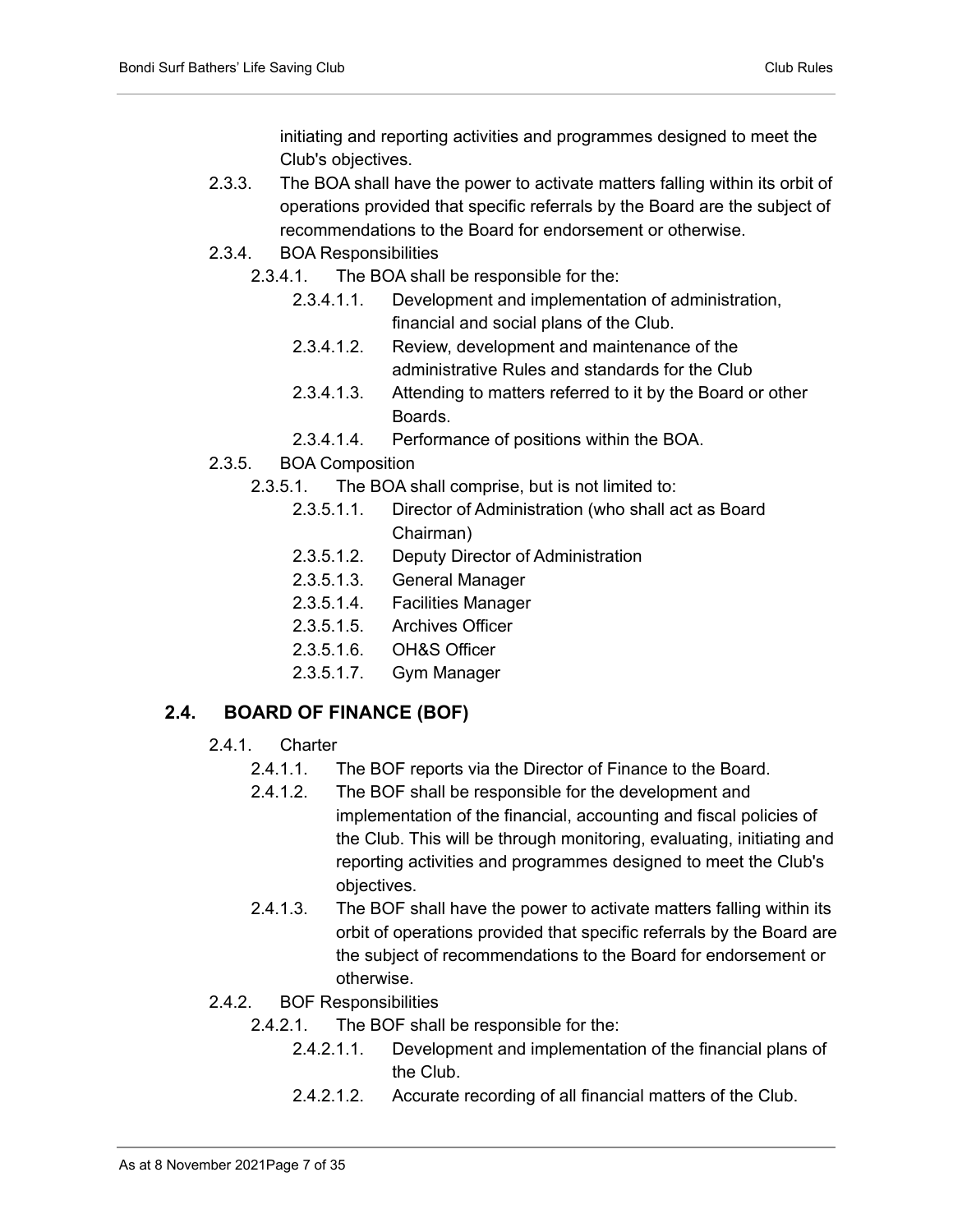initiating and reporting activities and programmes designed to meet the Club's objectives.

- 2.3.3. The BOA shall have the power to activate matters falling within its orbit of operations provided that specific referrals by the Board are the subject of recommendations to the Board for endorsement or otherwise.
- 2.3.4. BOA Responsibilities
  - 2.3.4.1. The BOA shall be responsible for the:
    - 2.3.4.1.1. Development and implementation of administration, financial and social plans of the Club.
    - 2.3.4.1.2. Review, development and maintenance of the administrative Rules and standards for the Club
    - 2.3.4.1.3. Attending to matters referred to it by the Board or other Boards.
    - 2.3.4.1.4. Performance of positions within the BOA.
- 2.3.5. BOA Composition
  - 2.3.5.1. The BOA shall comprise, but is not limited to:
    - 2.3.5.1.1. Director of Administration (who shall act as Board Chairman)
    - 2.3.5.1.2. Deputy Director of Administration
    - 2.3.5.1.3. General Manager
    - 2.3.5.1.4. Facilities Manager
    - 2.3.5.1.5. Archives Officer
    - 2.3.5.1.6. OH&S Officer
    - 2.3.5.1.7. Gym Manager

## 2.4. BOARD OF FINANCE (BOF)

- 2.4.1. Charter
  - 2.4.1.1. The BOF reports via the Director of Finance to the Board.
  - 2.4.1.2. The BOF shall be responsible for the development and implementation of the financial, accounting and fiscal policies of the Club. This will be through monitoring, evaluating, initiating and reporting activities and programmes designed to meet the Club's objectives.
  - 2.4.1.3. The BOF shall have the power to activate matters falling within its orbit of operations provided that specific referrals by the Board are the subject of recommendations to the Board for endorsement or otherwise.
- 2.4.2. BOF Responsibilities
  - 2.4.2.1. The BOF shall be responsible for the:
    - 2.4.2.1.1. Development and implementation of the financial plans of the Club.
    - 2.4.2.1.2. Accurate recording of all financial matters of the Club.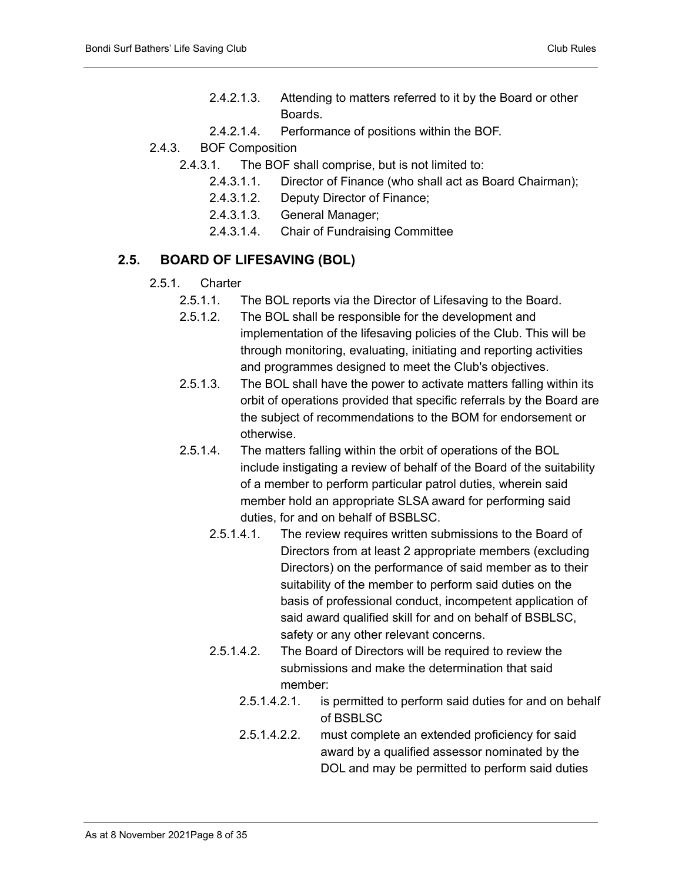- 2.4.2.1.3. Attending to matters referred to it by the Board or other Boards.
- 2.4.2.1.4. Performance of positions within the BOF.

2.4.3. BOF Composition

- 2.4.3.1. The BOF shall comprise, but is not limited to:
  - 2.4.3.1.1. Director of Finance (who shall act as Board Chairman);
  - 2.4.3.1.2. Deputy Director of Finance;
  - 2.4.3.1.3. General Manager;
  - 2.4.3.1.4. Chair of Fundraising Committee

## 2.5. BOARD OF LIFESAVING (BOL)

2.5.1. Charter

- 2.5.1.1. The BOL reports via the Director of Lifesaving to the Board.
- 2.5.1.2. The BOL shall be responsible for the development and implementation of the lifesaving policies of the Club. This will be through monitoring, evaluating, initiating and reporting activities and programmes designed to meet the Club's objectives.
- 2.5.1.3. The BOL shall have the power to activate matters falling within its orbit of operations provided that specific referrals by the Board are the subject of recommendations to the BOM for endorsement or otherwise.
- 2.5.1.4. The matters falling within the orbit of operations of the BOL include instigating a review of behalf of the Board of the suitability of a member to perform particular patrol duties, wherein said member hold an appropriate SLSA award for performing said duties, for and on behalf of BSBLSC.
  - 2.5.1.4.1. The review requires written submissions to the Board of Directors from at least 2 appropriate members (excluding Directors) on the performance of said member as to their suitability of the member to perform said duties on the basis of professional conduct, incompetent application of said award qualified skill for and on behalf of BSBLSC, safety or any other relevant concerns.
  - 2.5.1.4.2. The Board of Directors will be required to review the submissions and make the determination that said member:
    - 2.5.1.4.2.1. is permitted to perform said duties for and on behalf of BSBLSC
    - 2.5.1.4.2.2. must complete an extended proficiency for said award by a qualified assessor nominated by the DOL and may be permitted to perform said duties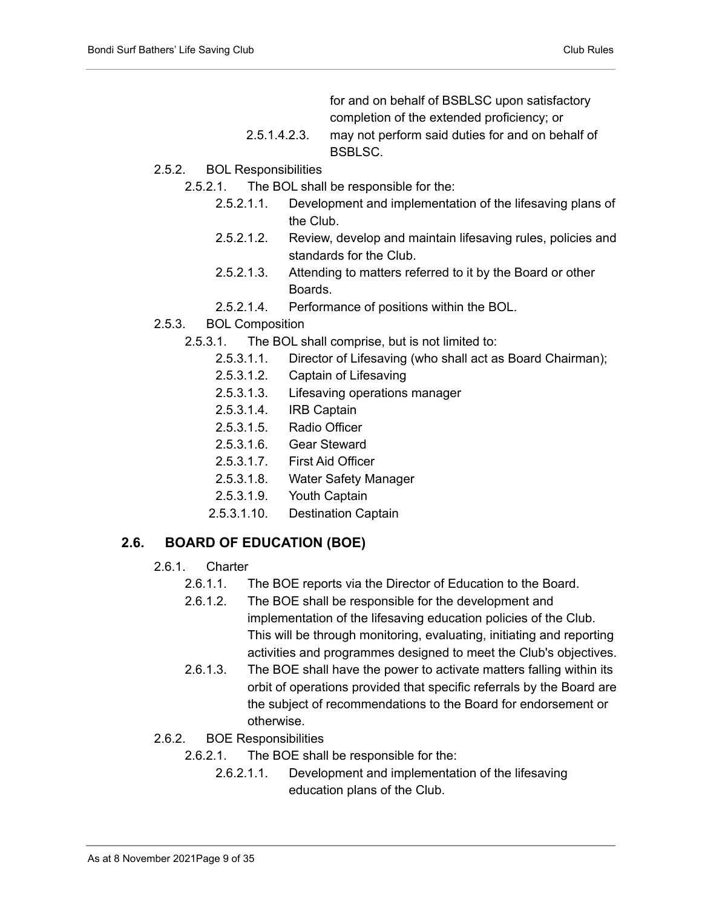for and on behalf of BSBLSC upon satisfactory completion of the extended proficiency; or

2.5.1.4.2.3. may not perform said duties for and on behalf of BSBLSC.

2.5.2. BOL Responsibilities

2.5.2.1. The BOL shall be responsible for the:

2.5.2.1.1. Development and implementation of the lifesaving plans of the Club.

2.5.2.1.2. Review, develop and maintain lifesaving rules, policies and standards for the Club.

2.5.2.1.3. Attending to matters referred to it by the Board or other Boards.

2.5.2.1.4. Performance of positions within the BOL.

2.5.3. BOL Composition

2.5.3.1. The BOL shall comprise, but is not limited to:

2.5.3.1.1. Director of Lifesaving (who shall act as Board Chairman);

2.5.3.1.2. Captain of Lifesaving

2.5.3.1.3. Lifesaving operations manager

2.5.3.1.4. IRB Captain

2.5.3.1.5. Radio Officer

2.5.3.1.6. Gear Steward

2.5.3.1.7. First Aid Officer

2.5.3.1.8. Water Safety Manager

2.5.3.1.9. Youth Captain

2.5.3.1.10. Destination Captain

## 2.6. BOARD OF EDUCATION (BOE)

2.6.1. Charter

2.6.1.1. The BOE reports via the Director of Education to the Board.

2.6.1.2. The BOE shall be responsible for the development and implementation of the lifesaving education policies of the Club. This will be through monitoring, evaluating, initiating and reporting activities and programmes designed to meet the Club's objectives.

2.6.1.3. The BOE shall have the power to activate matters falling within its orbit of operations provided that specific referrals by the Board are the subject of recommendations to the Board for endorsement or otherwise.

2.6.2. BOE Responsibilities

2.6.2.1. The BOE shall be responsible for the:

2.6.2.1.1. Development and implementation of the lifesaving education plans of the Club.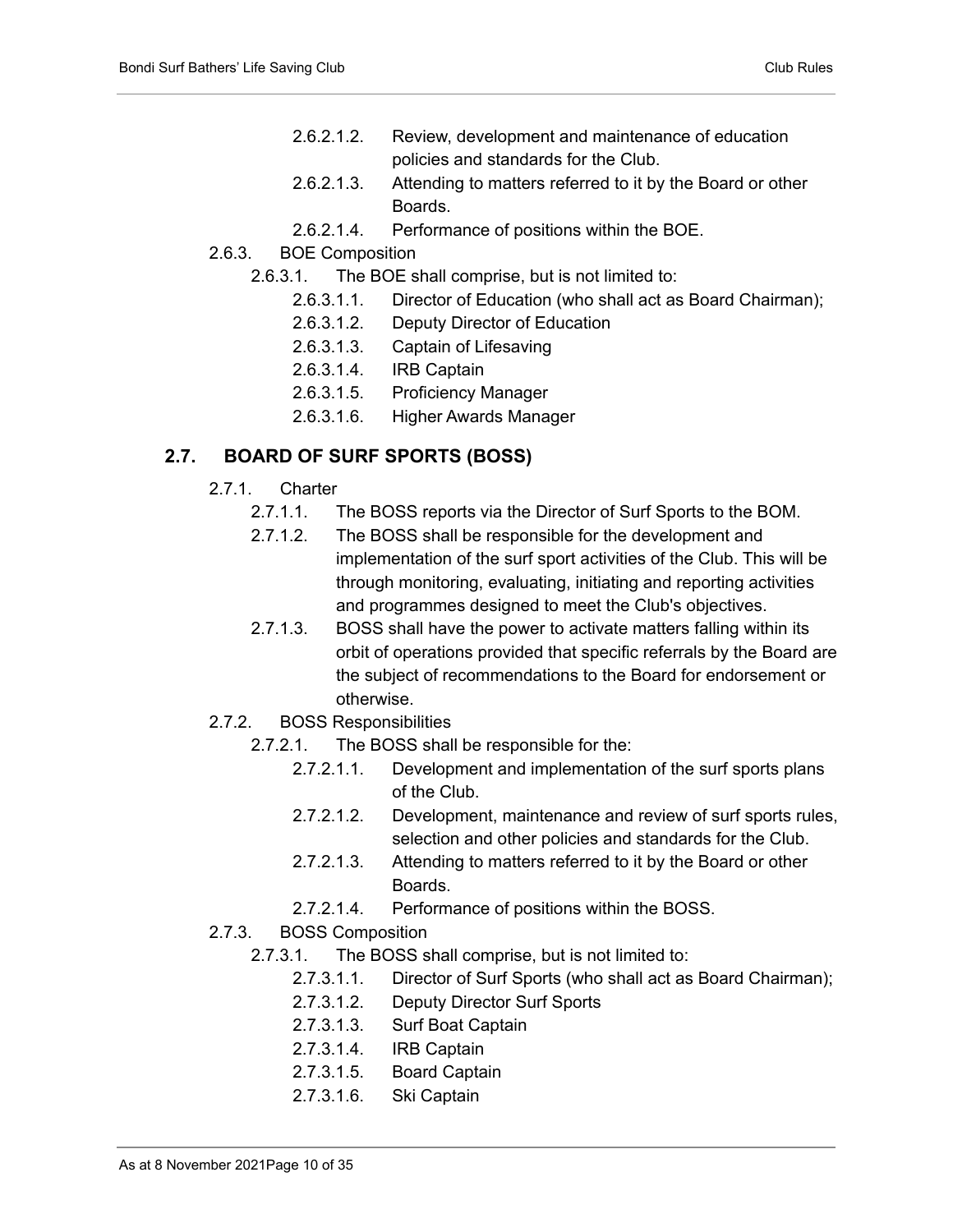- 2.6.2.1.2. Review, development and maintenance of education policies and standards for the Club.
- 2.6.2.1.3. Attending to matters referred to it by the Board or other Boards.
- 2.6.2.1.4. Performance of positions within the BOE.

2.6.3. BOE Composition

2.6.3.1. The BOE shall comprise, but is not limited to:

- 2.6.3.1.1. Director of Education (who shall act as Board Chairman);
- 2.6.3.1.2. Deputy Director of Education
- 2.6.3.1.3. Captain of Lifesaving
- 2.6.3.1.4. IRB Captain
- 2.6.3.1.5. Proficiency Manager
- 2.6.3.1.6. Higher Awards Manager

## 2.7. BOARD OF SURF SPORTS (BOSS)

2.7.1. Charter

- 2.7.1.1. The BOSS reports via the Director of Surf Sports to the BOM.
- 2.7.1.2. The BOSS shall be responsible for the development and implementation of the surf sport activities of the Club. This will be through monitoring, evaluating, initiating and reporting activities and programmes designed to meet the Club's objectives.
- 2.7.1.3. BOSS shall have the power to activate matters falling within its orbit of operations provided that specific referrals by the Board are the subject of recommendations to the Board for endorsement or otherwise.

2.7.2. BOSS Responsibilities

2.7.2.1. The BOSS shall be responsible for the:

- 2.7.2.1.1. Development and implementation of the surf sports plans of the Club.
- 2.7.2.1.2. Development, maintenance and review of surf sports rules, selection and other policies and standards for the Club.
- 2.7.2.1.3. Attending to matters referred to it by the Board or other Boards.
- 2.7.2.1.4. Performance of positions within the BOSS.

2.7.3. BOSS Composition

2.7.3.1. The BOSS shall comprise, but is not limited to:

- 2.7.3.1.1. Director of Surf Sports (who shall act as Board Chairman);
- 2.7.3.1.2. Deputy Director Surf Sports
- 2.7.3.1.3. Surf Boat Captain
- 2.7.3.1.4. IRB Captain
- 2.7.3.1.5. Board Captain
- 2.7.3.1.6. Ski Captain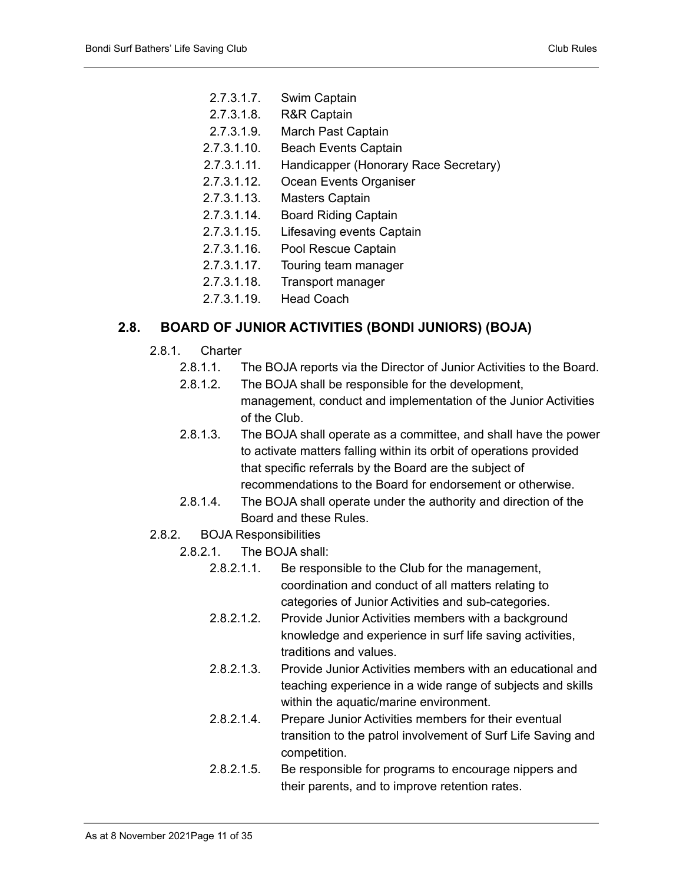- 2.7.3.1.7. Swim Captain
- 2.7.3.1.8. R&R Captain
- 2.7.3.1.9. March Past Captain
- 2.7.3.1.10. Beach Events Captain
- 2.7.3.1.11. Handicapper (Honorary Race Secretary)
- 2.7.3.1.12. Ocean Events Organiser
- 2.7.3.1.13. Masters Captain
- 2.7.3.1.14. Board Riding Captain
- 2.7.3.1.15. Lifesaving events Captain
- 2.7.3.1.16. Pool Rescue Captain
- 2.7.3.1.17. Touring team manager
- 2.7.3.1.18. Transport manager
- 2.7.3.1.19. Head Coach

## 2.8. BOARD OF JUNIOR ACTIVITIES (BONDI JUNIORS) (BOJA)

2.8.1. Charter

- 2.8.1.1. The BOJA reports via the Director of Junior Activities to the Board.
- 2.8.1.2. The BOJA shall be responsible for the development, management, conduct and implementation of the Junior Activities of the Club.
- 2.8.1.3. The BOJA shall operate as a committee, and shall have the power to activate matters falling within its orbit of operations provided that specific referrals by the Board are the subject of recommendations to the Board for endorsement or otherwise.
- 2.8.1.4. The BOJA shall operate under the authority and direction of the Board and these Rules.

2.8.2. BOJA Responsibilities

2.8.2.1. The BOJA shall:

- 2.8.2.1.1. Be responsible to the Club for the management, coordination and conduct of all matters relating to categories of Junior Activities and sub-categories.
- 2.8.2.1.2. Provide Junior Activities members with a background knowledge and experience in surf life saving activities, traditions and values.
- 2.8.2.1.3. Provide Junior Activities members with an educational and teaching experience in a wide range of subjects and skills within the aquatic/marine environment.
- 2.8.2.1.4. Prepare Junior Activities members for their eventual transition to the patrol involvement of Surf Life Saving and competition.
- 2.8.2.1.5. Be responsible for programs to encourage nippers and their parents, and to improve retention rates.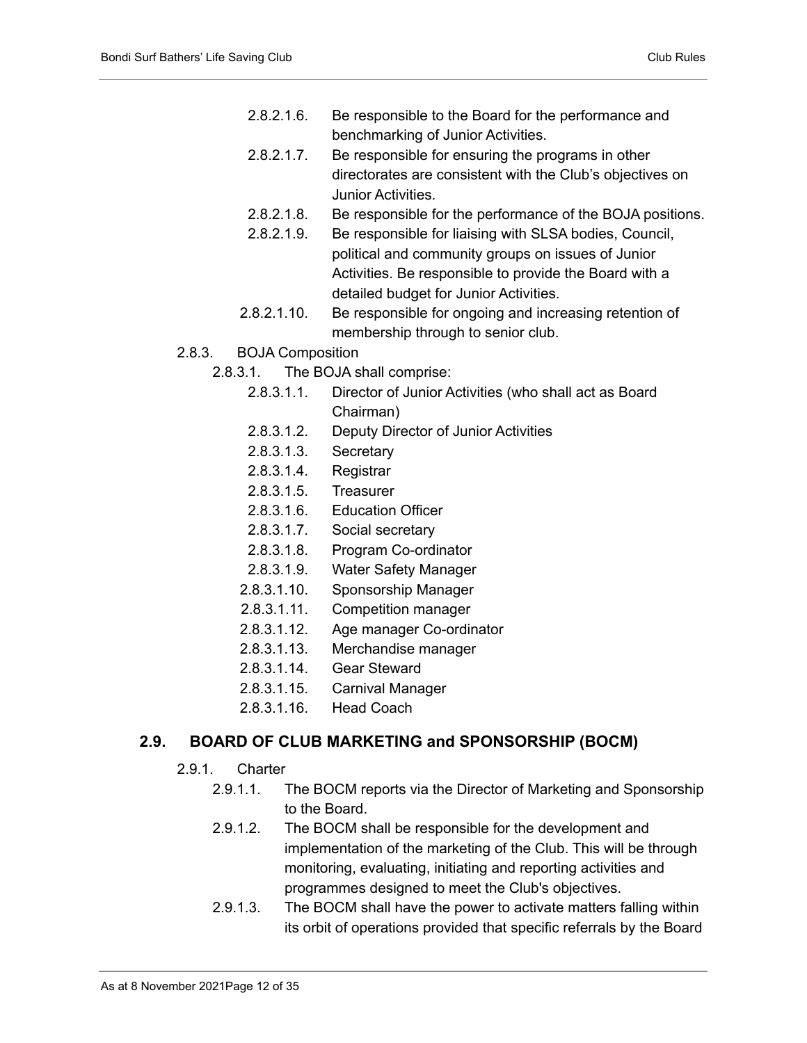- 2.8.2.1.6. Be responsible to the Board for the performance and benchmarking of Junior Activities.
- 2.8.2.1.7. Be responsible for ensuring the programs in other directorates are consistent with the Club's objectives on Junior Activities.
- 2.8.2.1.8. Be responsible for the performance of the BOJA positions.
- 2.8.2.1.9. Be responsible for liaising with SLSA bodies, Council, political and community groups on issues of Junior Activities. Be responsible to provide the Board with a detailed budget for Junior Activities.
- 2.8.2.1.10. Be responsible for ongoing and increasing retention of membership through to senior club.

2.8.3. BOJA Composition

2.8.3.1. The BOJA shall comprise:

- 2.8.3.1.1. Director of Junior Activities (who shall act as Board Chairman)
- 2.8.3.1.2. Deputy Director of Junior Activities
- 2.8.3.1.3. Secretary
- 2.8.3.1.4. Registrar
- 2.8.3.1.5. Treasurer
- 2.8.3.1.6. Education Officer
- 2.8.3.1.7. Social secretary
- 2.8.3.1.8. Program Co-ordinator
- 2.8.3.1.9. Water Safety Manager
- 2.8.3.1.10. Sponsorship Manager
- 2.8.3.1.11. Competition manager
- 2.8.3.1.12. Age manager Co-ordinator
- 2.8.3.1.13. Merchandise manager
- 2.8.3.1.14. Gear Steward
- 2.8.3.1.15. Carnival Manager
- 2.8.3.1.16. Head Coach

## 2.9. BOARD OF CLUB MARKETING and SPONSORSHIP (BOCM)

2.9.1. Charter

- 2.9.1.1. The BOCM reports via the Director of Marketing and Sponsorship to the Board.
- 2.9.1.2. The BOCM shall be responsible for the development and implementation of the marketing of the Club. This will be through monitoring, evaluating, initiating and reporting activities and programmes designed to meet the Club's objectives.
- 2.9.1.3. The BOCM shall have the power to activate matters falling within its orbit of operations provided that specific referrals by the Board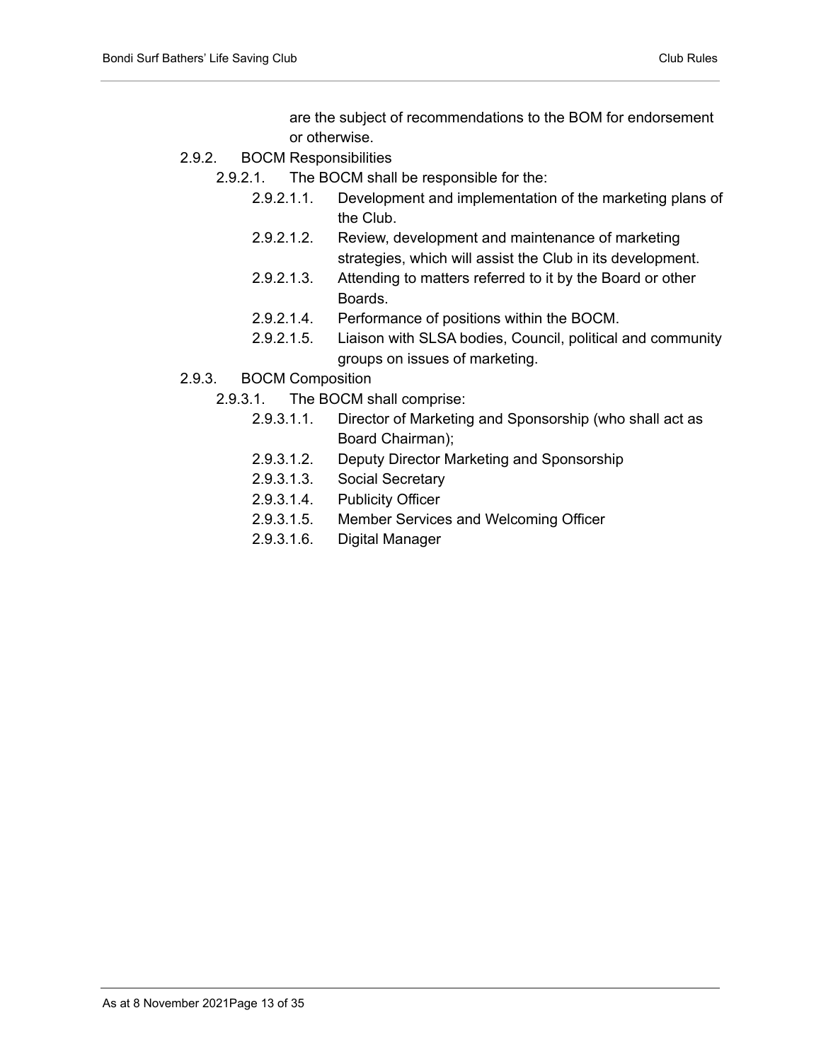are the subject of recommendations to the BOM for endorsement or otherwise.

2.9.2. BOCM Responsibilities

2.9.2.1. The BOCM shall be responsible for the:

2.9.2.1.1. Development and implementation of the marketing plans of the Club.

2.9.2.1.2. Review, development and maintenance of marketing strategies, which will assist the Club in its development.

2.9.2.1.3. Attending to matters referred to it by the Board or other Boards.

2.9.2.1.4. Performance of positions within the BOCM.

2.9.2.1.5. Liaison with SLSA bodies, Council, political and community groups on issues of marketing.

2.9.3. BOCM Composition

2.9.3.1. The BOCM shall comprise:

2.9.3.1.1. Director of Marketing and Sponsorship (who shall act as Board Chairman);

2.9.3.1.2. Deputy Director Marketing and Sponsorship

2.9.3.1.3. Social Secretary

2.9.3.1.4. Publicity Officer

2.9.3.1.5. Member Services and Welcoming Officer

2.9.3.1.6. Digital Manager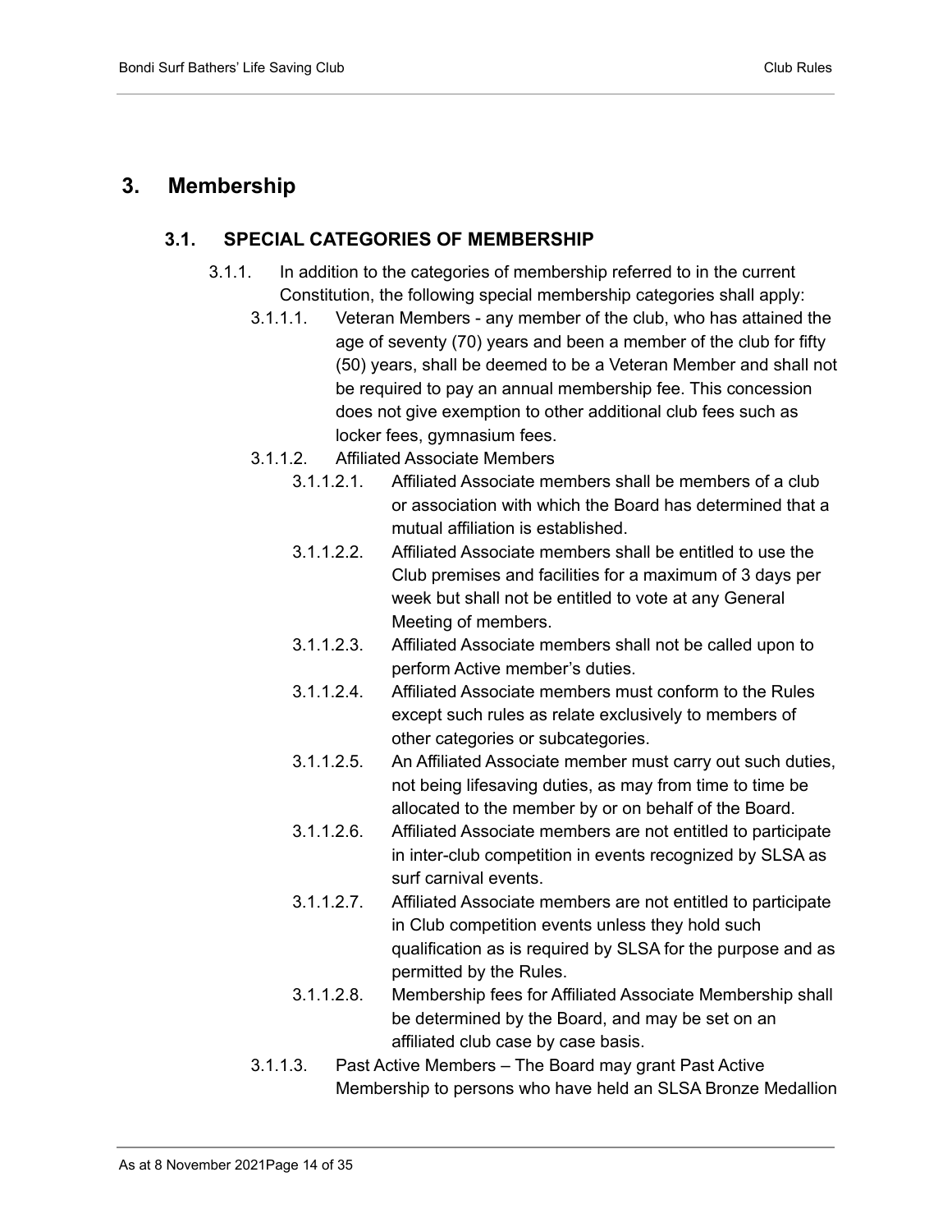# 3. Membership

## 3.1. SPECIAL CATEGORIES OF MEMBERSHIP

3.1.1. In addition to the categories of membership referred to in the current Constitution, the following special membership categories shall apply:

3.1.1.1. Veteran Members - any member of the club, who has attained the age of seventy (70) years and been a member of the club for fifty (50) years, shall be deemed to be a Veteran Member and shall not be required to pay an annual membership fee. This concession does not give exemption to other additional club fees such as locker fees, gymnasium fees.

3.1.1.2. Affiliated Associate Members

3.1.1.2.1. Affiliated Associate members shall be members of a club or association with which the Board has determined that a mutual affiliation is established.

3.1.1.2.2. Affiliated Associate members shall be entitled to use the Club premises and facilities for a maximum of 3 days per week but shall not be entitled to vote at any General Meeting of members.

3.1.1.2.3. Affiliated Associate members shall not be called upon to perform Active member's duties.

3.1.1.2.4. Affiliated Associate members must conform to the Rules except such rules as relate exclusively to members of other categories or subcategories.

3.1.1.2.5. An Affiliated Associate member must carry out such duties, not being lifesaving duties, as may from time to time be allocated to the member by or on behalf of the Board.

3.1.1.2.6. Affiliated Associate members are not entitled to participate in inter-club competition in events recognized by SLSA as surf carnival events.

3.1.1.2.7. Affiliated Associate members are not entitled to participate in Club competition events unless they hold such qualification as is required by SLSA for the purpose and as permitted by the Rules.

3.1.1.2.8. Membership fees for Affiliated Associate Membership shall be determined by the Board, and may be set on an affiliated club case by case basis.

3.1.1.3. Past Active Members – The Board may grant Past Active Membership to persons who have held an SLSA Bronze Medallion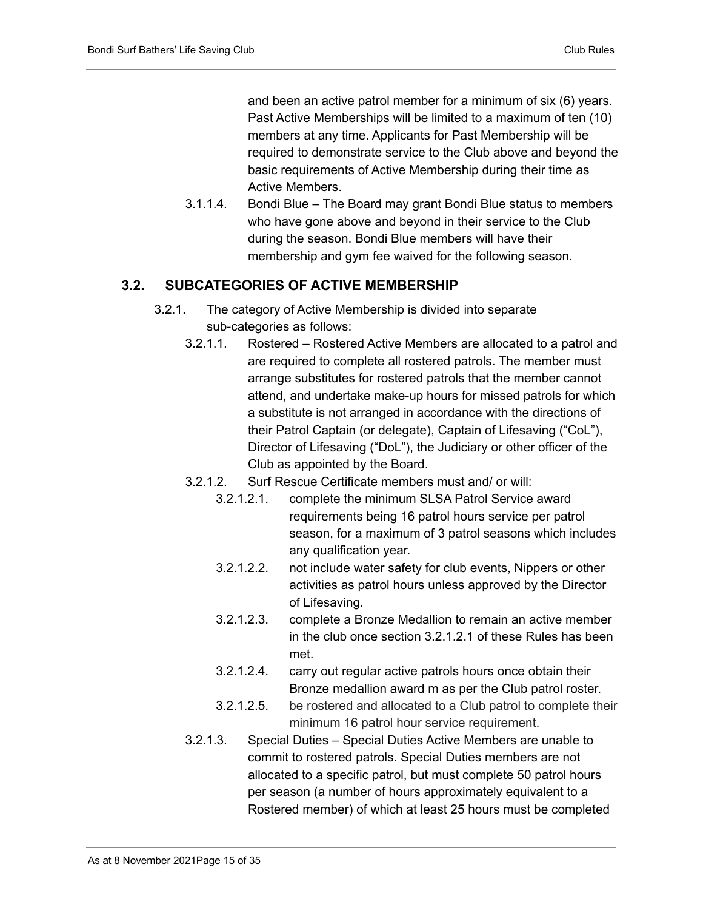and been an active patrol member for a minimum of six (6) years. Past Active Memberships will be limited to a maximum of ten (10) members at any time. Applicants for Past Membership will be required to demonstrate service to the Club above and beyond the basic requirements of Active Membership during their time as Active Members.

3.1.1.4. Bondi Blue – The Board may grant Bondi Blue status to members who have gone above and beyond in their service to the Club during the season. Bondi Blue members will have their membership and gym fee waived for the following season.

## 3.2. SUBCATEGORIES OF ACTIVE MEMBERSHIP

3.2.1. The category of Active Membership is divided into separate sub-categories as follows:

3.2.1.1. Rostered – Rostered Active Members are allocated to a patrol and are required to complete all rostered patrols. The member must arrange substitutes for rostered patrols that the member cannot attend, and undertake make-up hours for missed patrols for which a substitute is not arranged in accordance with the directions of their Patrol Captain (or delegate), Captain of Lifesaving ("CoL"), Director of Lifesaving ("DoL"), the Judiciary or other officer of the Club as appointed by the Board.

3.2.1.2. Surf Rescue Certificate members must and/ or will:

3.2.1.2.1. complete the minimum SLSA Patrol Service award requirements being 16 patrol hours service per patrol season, for a maximum of 3 patrol seasons which includes any qualification year.

3.2.1.2.2. not include water safety for club events, Nippers or other activities as patrol hours unless approved by the Director of Lifesaving.

3.2.1.2.3. complete a Bronze Medallion to remain an active member in the club once section 3.2.1.2.1 of these Rules has been met.

3.2.1.2.4. carry out regular active patrols hours once obtain their Bronze medallion award m as per the Club patrol roster.

3.2.1.2.5. be rostered and allocated to a Club patrol to complete their minimum 16 patrol hour service requirement.

3.2.1.3. Special Duties – Special Duties Active Members are unable to commit to rostered patrols. Special Duties members are not allocated to a specific patrol, but must complete 50 patrol hours per season (a number of hours approximately equivalent to a Rostered member) of which at least 25 hours must be completed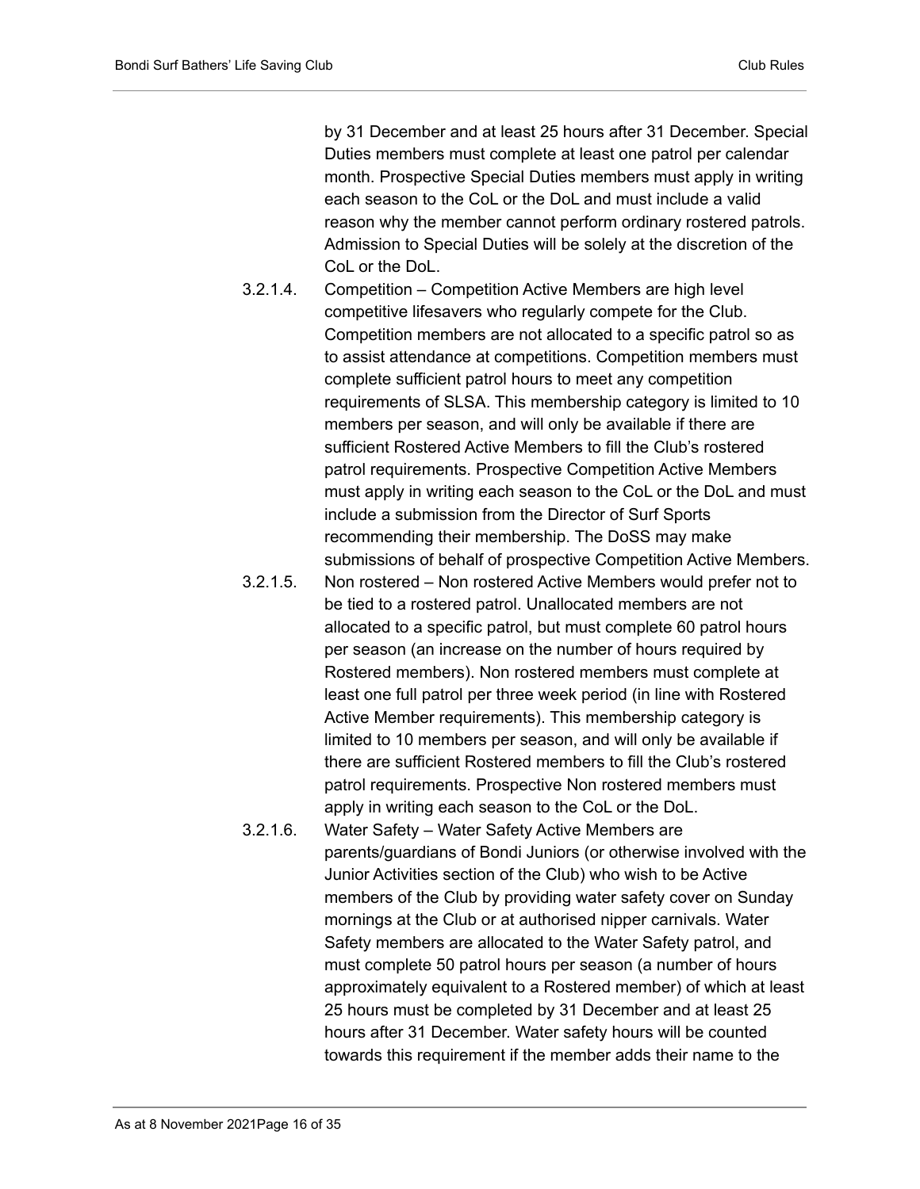by 31 December and at least 25 hours after 31 December. Special Duties members must complete at least one patrol per calendar month. Prospective Special Duties members must apply in writing each season to the CoL or the DoL and must include a valid reason why the member cannot perform ordinary rostered patrols. Admission to Special Duties will be solely at the discretion of the CoL or the DoL.

3.2.1.4. Competition – Competition Active Members are high level competitive lifesavers who regularly compete for the Club. Competition members are not allocated to a specific patrol so as to assist attendance at competitions. Competition members must complete sufficient patrol hours to meet any competition requirements of SLSA. This membership category is limited to 10 members per season, and will only be available if there are sufficient Rostered Active Members to fill the Club's rostered patrol requirements. Prospective Competition Active Members must apply in writing each season to the CoL or the DoL and must include a submission from the Director of Surf Sports recommending their membership. The DoSS may make submissions of behalf of prospective Competition Active Members.

3.2.1.5. Non rostered – Non rostered Active Members would prefer not to be tied to a rostered patrol. Unallocated members are not allocated to a specific patrol, but must complete 60 patrol hours per season (an increase on the number of hours required by Rostered members). Non rostered members must complete at least one full patrol per three week period (in line with Rostered Active Member requirements). This membership category is limited to 10 members per season, and will only be available if there are sufficient Rostered members to fill the Club's rostered patrol requirements. Prospective Non rostered members must apply in writing each season to the CoL or the DoL.

3.2.1.6. Water Safety – Water Safety Active Members are parents/guardians of Bondi Juniors (or otherwise involved with the Junior Activities section of the Club) who wish to be Active members of the Club by providing water safety cover on Sunday mornings at the Club or at authorised nipper carnivals. Water Safety members are allocated to the Water Safety patrol, and must complete 50 patrol hours per season (a number of hours approximately equivalent to a Rostered member) of which at least 25 hours must be completed by 31 December and at least 25 hours after 31 December. Water safety hours will be counted towards this requirement if the member adds their name to the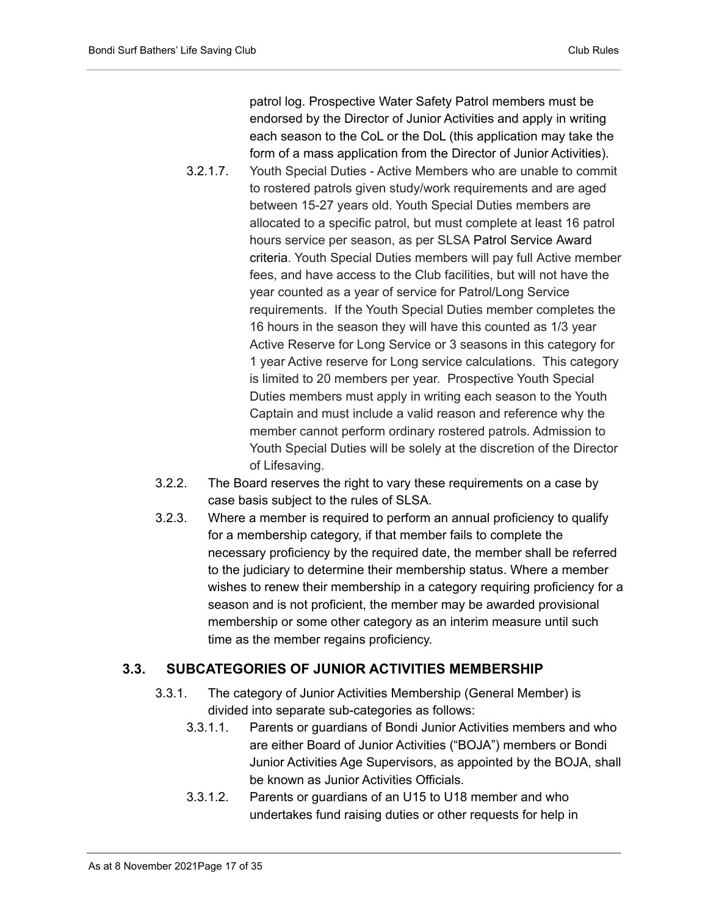patrol log. Prospective Water Safety Patrol members must be endorsed by the Director of Junior Activities and apply in writing each season to the CoL or the DoL (this application may take the form of a mass application from the Director of Junior Activities).

- 3.2.1.7. Youth Special Duties - Active Members who are unable to commit to rostered patrols given study/work requirements and are aged between 15-27 years old. Youth Special Duties members are allocated to a specific patrol, but must complete at least 16 patrol hours service per season, as per SLSA Patrol Service Award criteria. Youth Special Duties members will pay full Active member fees, and have access to the Club facilities, but will not have the year counted as a year of service for Patrol/Long Service requirements. If the Youth Special Duties member completes the 16 hours in the season they will have this counted as 1/3 year Active Reserve for Long Service or 3 seasons in this category for 1 year Active reserve for Long service calculations. This category is limited to 20 members per year. Prospective Youth Special Duties members must apply in writing each season to the Youth Captain and must include a valid reason and reference why the member cannot perform ordinary rostered patrols. Admission to Youth Special Duties will be solely at the discretion of the Director of Lifesaving.

3.2.2. The Board reserves the right to vary these requirements on a case by case basis subject to the rules of SLSA.

3.2.3. Where a member is required to perform an annual proficiency to qualify for a membership category, if that member fails to complete the necessary proficiency by the required date, the member shall be referred to the judiciary to determine their membership status. Where a member wishes to renew their membership in a category requiring proficiency for a season and is not proficient, the member may be awarded provisional membership or some other category as an interim measure until such time as the member regains proficiency.

## 3.3. SUBCATEGORIES OF JUNIOR ACTIVITIES MEMBERSHIP

3.3.1. The category of Junior Activities Membership (General Member) is divided into separate sub-categories as follows:

- 3.3.1.1. Parents or guardians of Bondi Junior Activities members and who are either Board of Junior Activities ("BOJA") members or Bondi Junior Activities Age Supervisors, as appointed by the BOJA, shall be known as Junior Activities Officials.
- 3.3.1.2. Parents or guardians of an U15 to U18 member and who undertakes fund raising duties or other requests for help in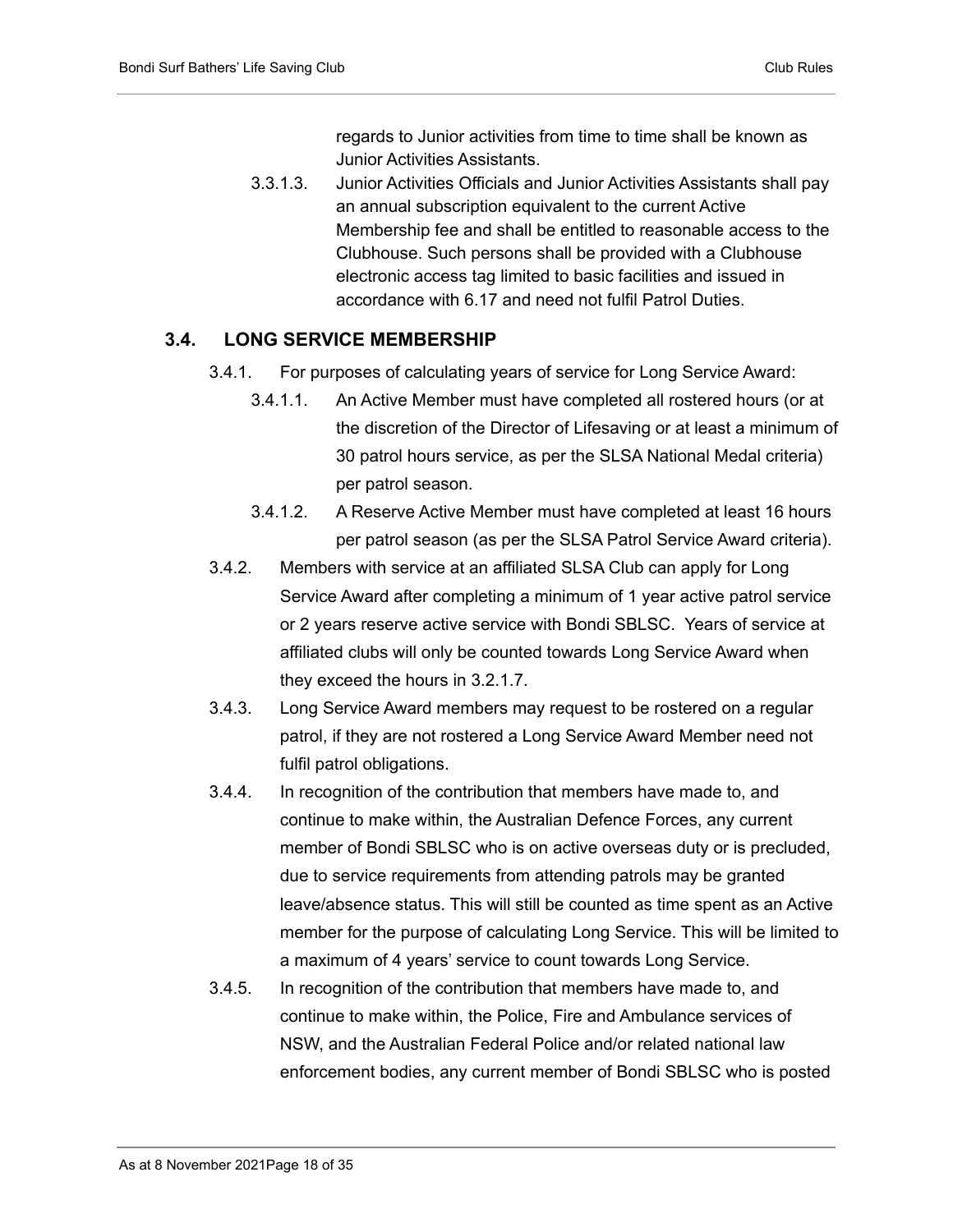regards to Junior activities from time to time shall be known as Junior Activities Assistants.

3.3.1.3. Junior Activities Officials and Junior Activities Assistants shall pay an annual subscription equivalent to the current Active Membership fee and shall be entitled to reasonable access to the Clubhouse. Such persons shall be provided with a Clubhouse electronic access tag limited to basic facilities and issued in accordance with 6.17 and need not fulfil Patrol Duties.

## 3.4. LONG SERVICE MEMBERSHIP

3.4.1. For purposes of calculating years of service for Long Service Award:

3.4.1.1. An Active Member must have completed all rostered hours (or at the discretion of the Director of Lifesaving or at least a minimum of 30 patrol hours service, as per the SLSA National Medal criteria) per patrol season.

3.4.1.2. A Reserve Active Member must have completed at least 16 hours per patrol season (as per the SLSA Patrol Service Award criteria).

3.4.2. Members with service at an affiliated SLSA Club can apply for Long Service Award after completing a minimum of 1 year active patrol service or 2 years reserve active service with Bondi SBLSC. Years of service at affiliated clubs will only be counted towards Long Service Award when they exceed the hours in 3.2.1.7.

3.4.3. Long Service Award members may request to be rostered on a regular patrol, if they are not rostered a Long Service Award Member need not fulfil patrol obligations.

3.4.4. In recognition of the contribution that members have made to, and continue to make within, the Australian Defence Forces, any current member of Bondi SBLSC who is on active overseas duty or is precluded, due to service requirements from attending patrols may be granted leave/absence status. This will still be counted as time spent as an Active member for the purpose of calculating Long Service. This will be limited to a maximum of 4 years' service to count towards Long Service.

3.4.5. In recognition of the contribution that members have made to, and continue to make within, the Police, Fire and Ambulance services of NSW, and the Australian Federal Police and/or related national law enforcement bodies, any current member of Bondi SBLSC who is posted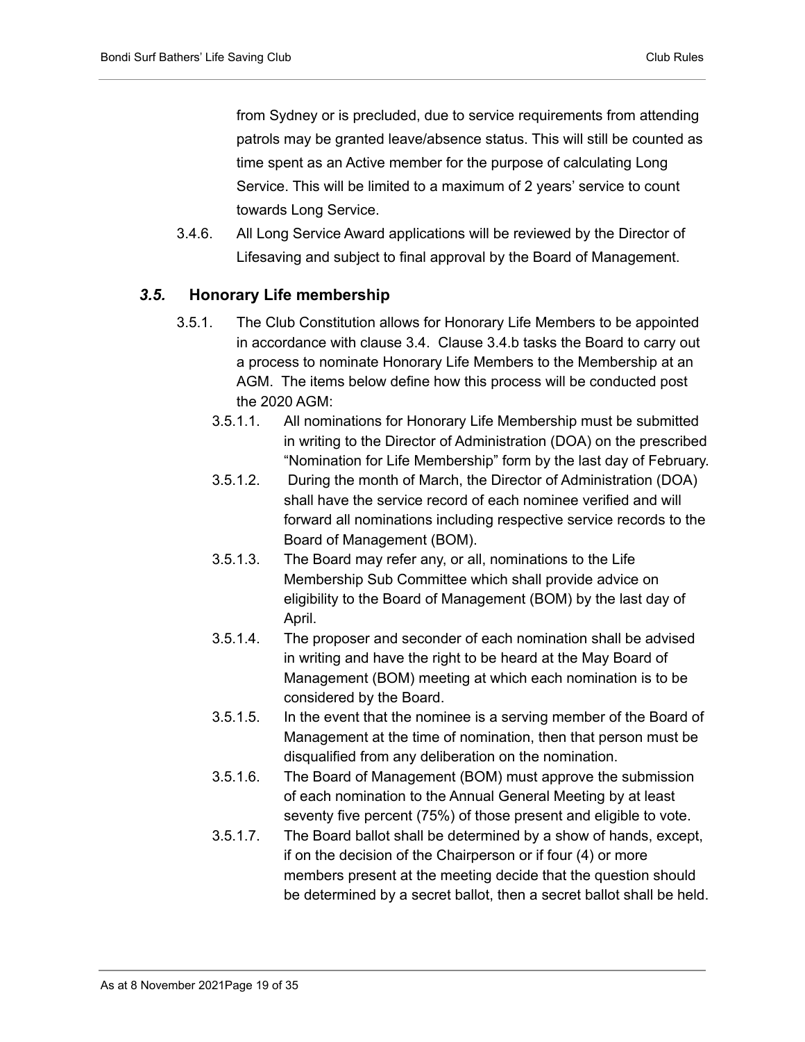from Sydney or is precluded, due to service requirements from attending patrols may be granted leave/absence status. This will still be counted as time spent as an Active member for the purpose of calculating Long Service. This will be limited to a maximum of 2 years' service to count towards Long Service.

3.4.6. All Long Service Award applications will be reviewed by the Director of Lifesaving and subject to final approval by the Board of Management.

### *3.5.* Honorary Life membership

3.5.1. The Club Constitution allows for Honorary Life Members to be appointed in accordance with clause 3.4. Clause 3.4.b tasks the Board to carry out a process to nominate Honorary Life Members to the Membership at an AGM. The items below define how this process will be conducted post the 2020 AGM:

3.5.1.1. All nominations for Honorary Life Membership must be submitted in writing to the Director of Administration (DOA) on the prescribed "Nomination for Life Membership" form by the last day of February.

3.5.1.2. During the month of March, the Director of Administration (DOA) shall have the service record of each nominee verified and will forward all nominations including respective service records to the Board of Management (BOM).

3.5.1.3. The Board may refer any, or all, nominations to the Life Membership Sub Committee which shall provide advice on eligibility to the Board of Management (BOM) by the last day of April.

3.5.1.4. The proposer and seconder of each nomination shall be advised in writing and have the right to be heard at the May Board of Management (BOM) meeting at which each nomination is to be considered by the Board.

3.5.1.5. In the event that the nominee is a serving member of the Board of Management at the time of nomination, then that person must be disqualified from any deliberation on the nomination.

3.5.1.6. The Board of Management (BOM) must approve the submission of each nomination to the Annual General Meeting by at least seventy five percent (75%) of those present and eligible to vote.

3.5.1.7. The Board ballot shall be determined by a show of hands, except, if on the decision of the Chairperson or if four (4) or more members present at the meeting decide that the question should be determined by a secret ballot, then a secret ballot shall be held.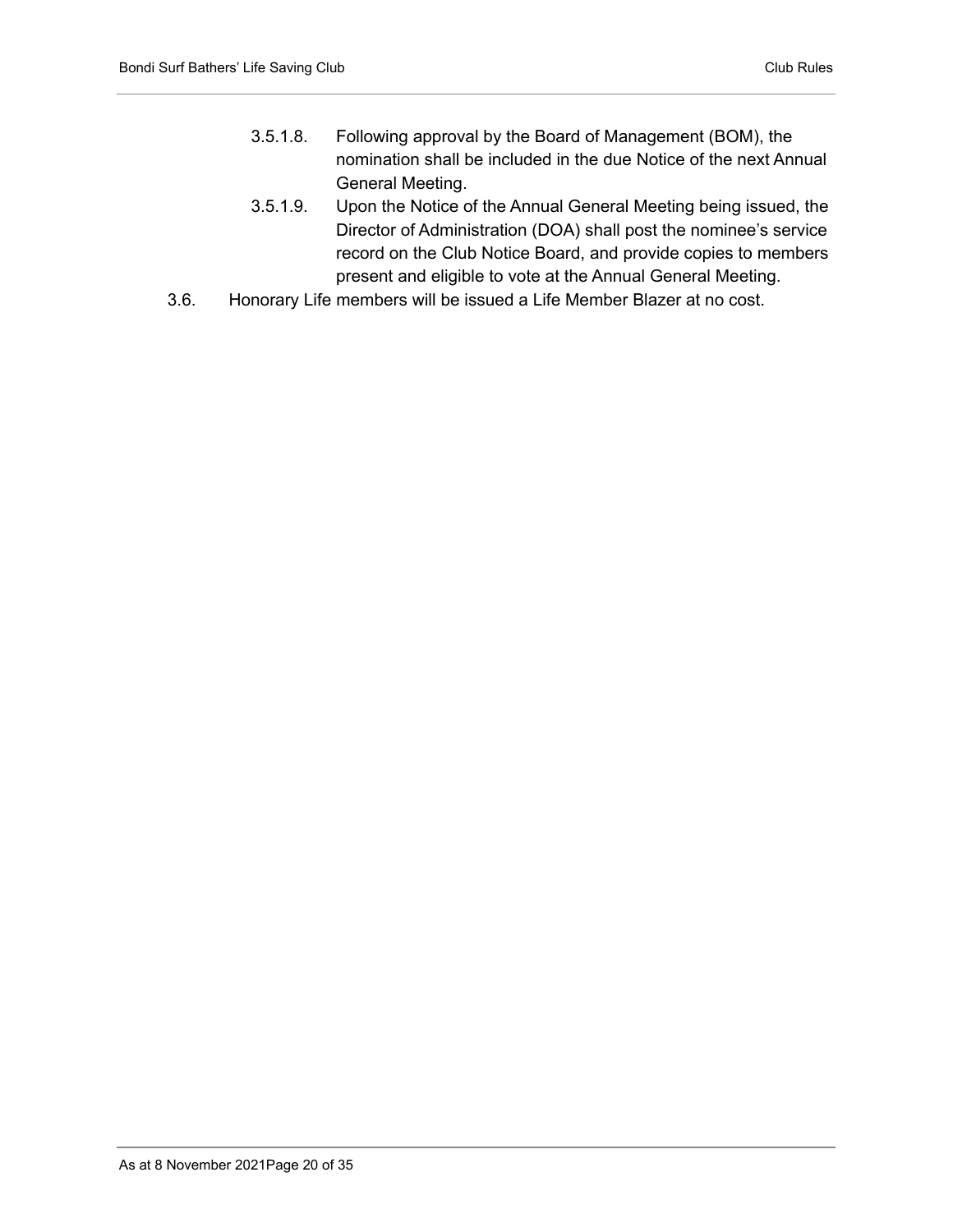3.5.1.8. Following approval by the Board of Management (BOM), the nomination shall be included in the due Notice of the next Annual General Meeting.

3.5.1.9. Upon the Notice of the Annual General Meeting being issued, the Director of Administration (DOA) shall post the nominee's service record on the Club Notice Board, and provide copies to members present and eligible to vote at the Annual General Meeting.

3.6. Honorary Life members will be issued a Life Member Blazer at no cost.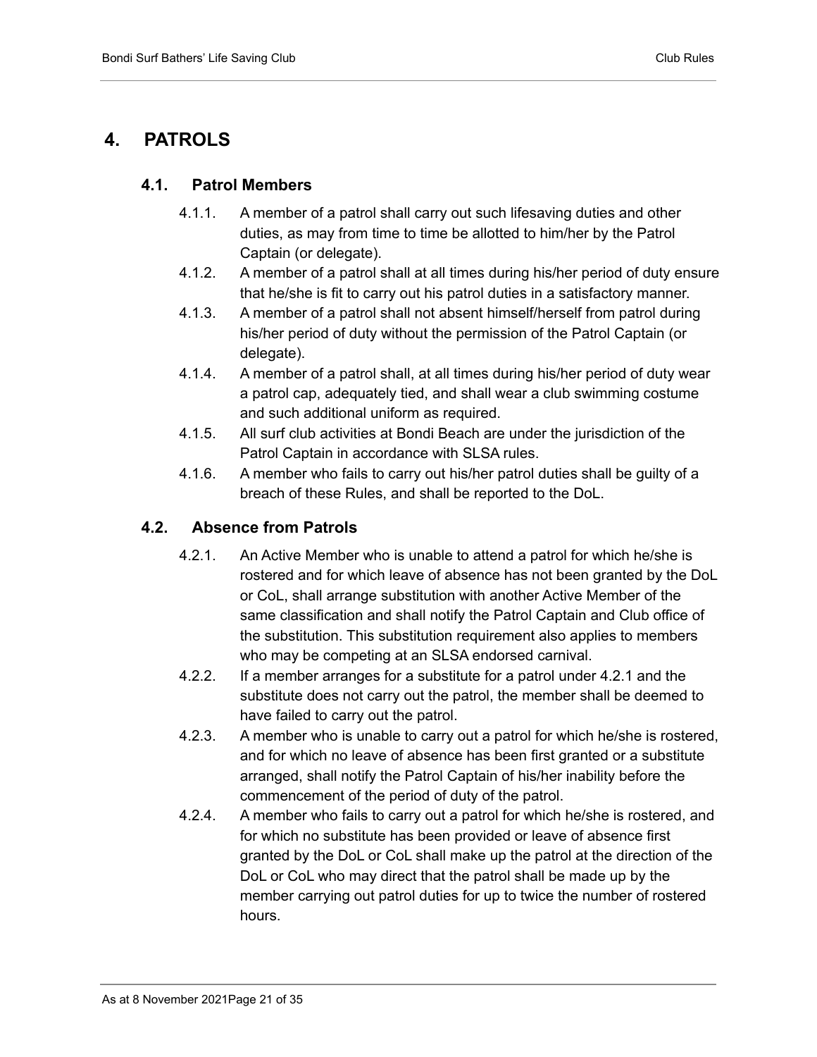# 4. PATROLS

## 4.1. Patrol Members

4.1.1. A member of a patrol shall carry out such lifesaving duties and other duties, as may from time to time be allotted to him/her by the Patrol Captain (or delegate).

4.1.2. A member of a patrol shall at all times during his/her period of duty ensure that he/she is fit to carry out his patrol duties in a satisfactory manner.

4.1.3. A member of a patrol shall not absent himself/herself from patrol during his/her period of duty without the permission of the Patrol Captain (or delegate).

4.1.4. A member of a patrol shall, at all times during his/her period of duty wear a patrol cap, adequately tied, and shall wear a club swimming costume and such additional uniform as required.

4.1.5. All surf club activities at Bondi Beach are under the jurisdiction of the Patrol Captain in accordance with SLSA rules.

4.1.6. A member who fails to carry out his/her patrol duties shall be guilty of a breach of these Rules, and shall be reported to the DoL.

## 4.2. Absence from Patrols

4.2.1. An Active Member who is unable to attend a patrol for which he/she is rostered and for which leave of absence has not been granted by the DoL or CoL, shall arrange substitution with another Active Member of the same classification and shall notify the Patrol Captain and Club office of the substitution. This substitution requirement also applies to members who may be competing at an SLSA endorsed carnival.

4.2.2. If a member arranges for a substitute for a patrol under 4.2.1 and the substitute does not carry out the patrol, the member shall be deemed to have failed to carry out the patrol.

4.2.3. A member who is unable to carry out a patrol for which he/she is rostered, and for which no leave of absence has been first granted or a substitute arranged, shall notify the Patrol Captain of his/her inability before the commencement of the period of duty of the patrol.

4.2.4. A member who fails to carry out a patrol for which he/she is rostered, and for which no substitute has been provided or leave of absence first granted by the DoL or CoL shall make up the patrol at the direction of the DoL or CoL who may direct that the patrol shall be made up by the member carrying out patrol duties for up to twice the number of rostered hours.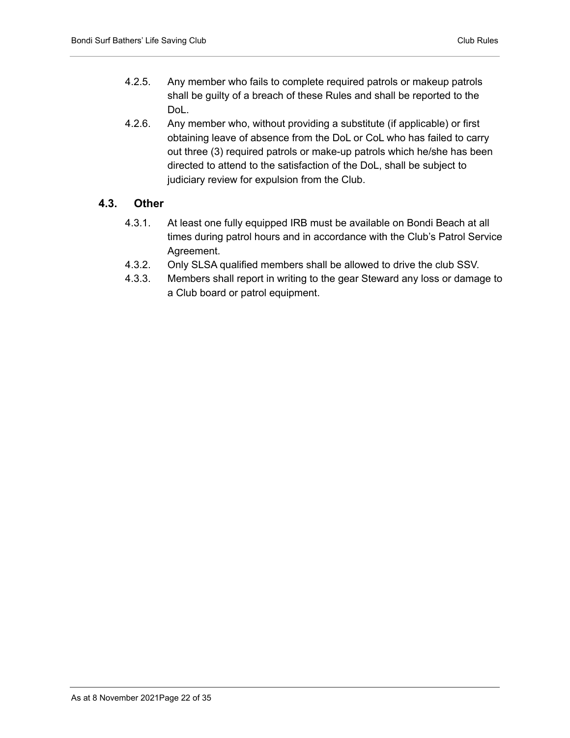4.2.5. Any member who fails to complete required patrols or makeup patrols shall be guilty of a breach of these Rules and shall be reported to the DoL.

4.2.6. Any member who, without providing a substitute (if applicable) or first obtaining leave of absence from the DoL or CoL who has failed to carry out three (3) required patrols or make-up patrols which he/she has been directed to attend to the satisfaction of the DoL, shall be subject to judiciary review for expulsion from the Club.

### 4.3. Other

4.3.1. At least one fully equipped IRB must be available on Bondi Beach at all times during patrol hours and in accordance with the Club's Patrol Service Agreement.

4.3.2. Only SLSA qualified members shall be allowed to drive the club SSV.

4.3.3. Members shall report in writing to the gear Steward any loss or damage to a Club board or patrol equipment.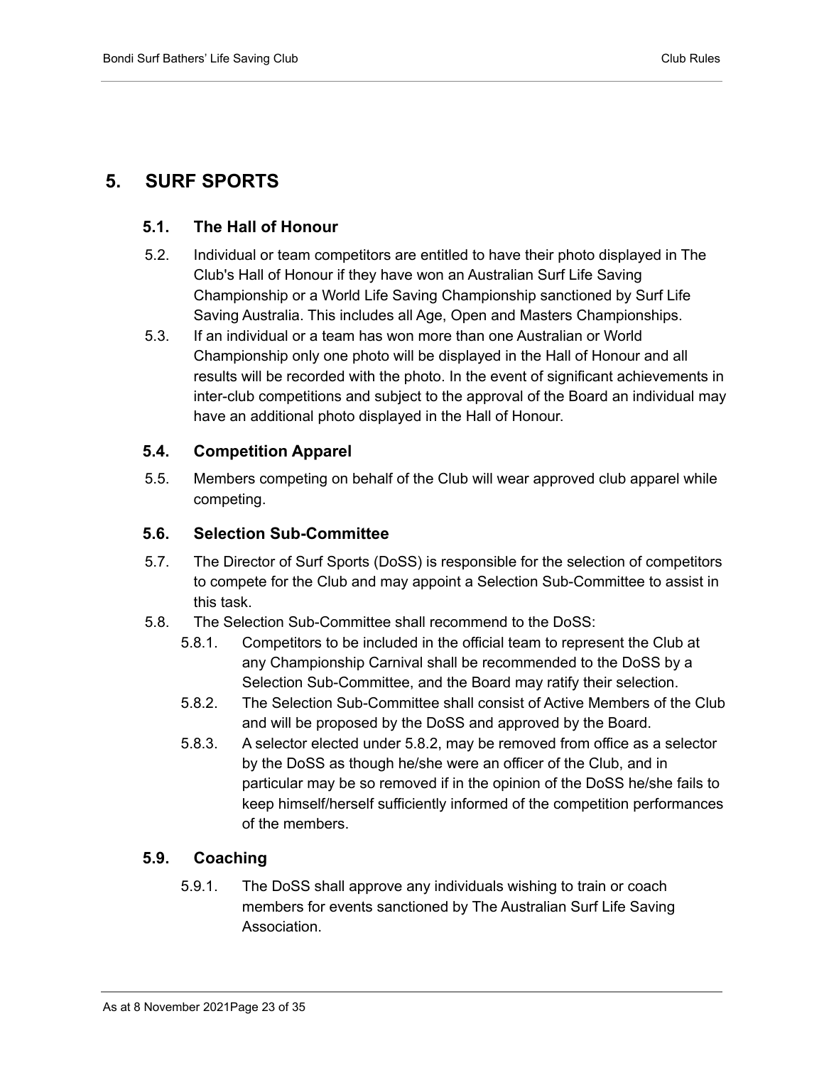# 5. SURF SPORTS

## 5.1. The Hall of Honour

5.2. Individual or team competitors are entitled to have their photo displayed in The Club's Hall of Honour if they have won an Australian Surf Life Saving Championship or a World Life Saving Championship sanctioned by Surf Life Saving Australia. This includes all Age, Open and Masters Championships.

5.3. If an individual or a team has won more than one Australian or World Championship only one photo will be displayed in the Hall of Honour and all results will be recorded with the photo. In the event of significant achievements in inter-club competitions and subject to the approval of the Board an individual may have an additional photo displayed in the Hall of Honour.

## 5.4. Competition Apparel

5.5. Members competing on behalf of the Club will wear approved club apparel while competing.

## 5.6. Selection Sub-Committee

5.7. The Director of Surf Sports (DoSS) is responsible for the selection of competitors to compete for the Club and may appoint a Selection Sub-Committee to assist in this task.

5.8. The Selection Sub-Committee shall recommend to the DoSS:

- 5.8.1. Competitors to be included in the official team to represent the Club at any Championship Carnival shall be recommended to the DoSS by a Selection Sub-Committee, and the Board may ratify their selection.
- 5.8.2. The Selection Sub-Committee shall consist of Active Members of the Club and will be proposed by the DoSS and approved by the Board.
- 5.8.3. A selector elected under 5.8.2, may be removed from office as a selector by the DoSS as though he/she were an officer of the Club, and in particular may be so removed if in the opinion of the DoSS he/she fails to keep himself/herself sufficiently informed of the competition performances of the members.

## 5.9. Coaching

- 5.9.1. The DoSS shall approve any individuals wishing to train or coach members for events sanctioned by The Australian Surf Life Saving Association.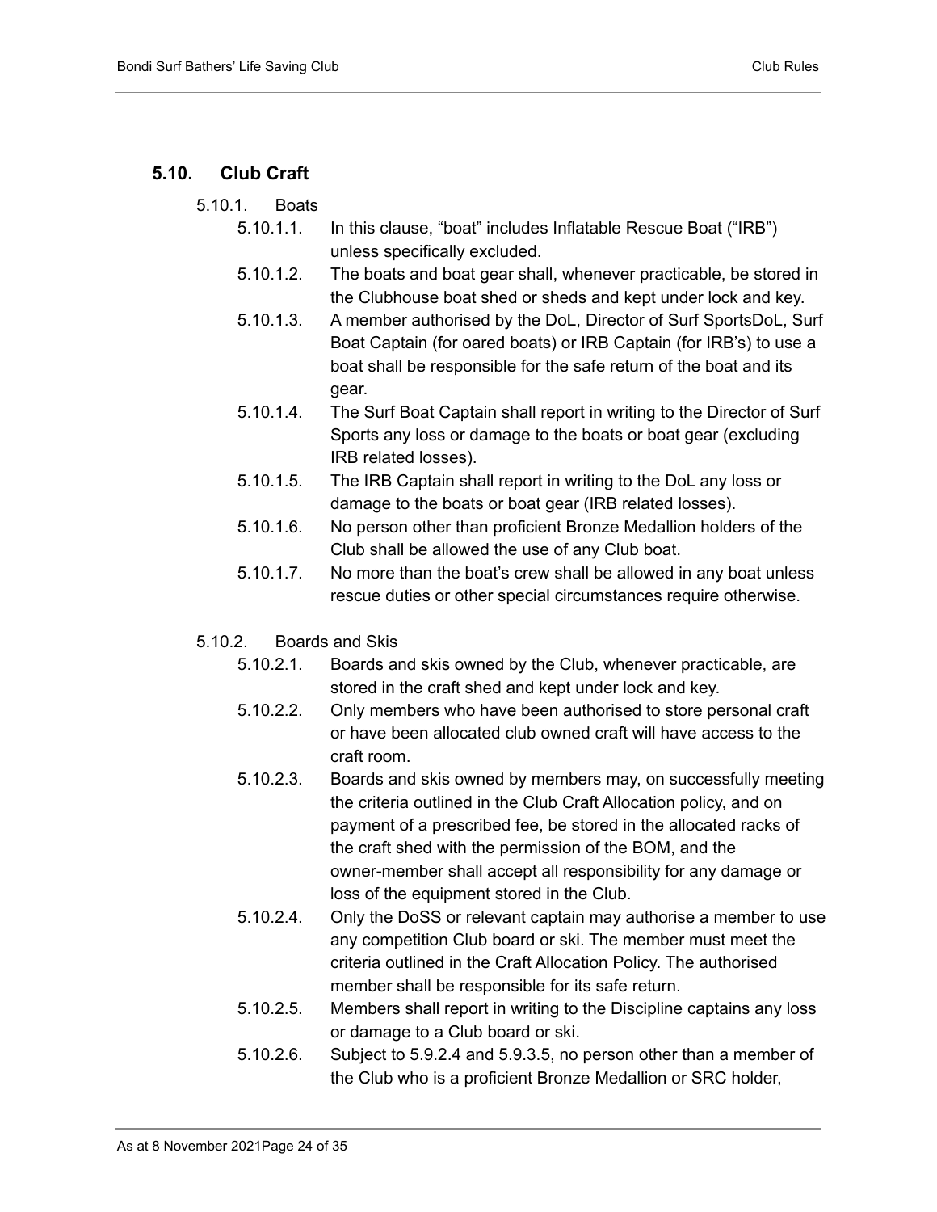## 5.10. Club Craft

5.10.1. Boats

5.10.1.1. In this clause, “boat” includes Inflatable Rescue Boat (“IRB”) unless specifically excluded.

5.10.1.2. The boats and boat gear shall, whenever practicable, be stored in the Clubhouse boat shed or sheds and kept under lock and key.

5.10.1.3. A member authorised by the DoL, Director of Surf SportsDoL, Surf Boat Captain (for oared boats) or IRB Captain (for IRB’s) to use a boat shall be responsible for the safe return of the boat and its gear.

5.10.1.4. The Surf Boat Captain shall report in writing to the Director of Surf Sports any loss or damage to the boats or boat gear (excluding IRB related losses).

5.10.1.5. The IRB Captain shall report in writing to the DoL any loss or damage to the boats or boat gear (IRB related losses).

5.10.1.6. No person other than proficient Bronze Medallion holders of the Club shall be allowed the use of any Club boat.

5.10.1.7. No more than the boat’s crew shall be allowed in any boat unless rescue duties or other special circumstances require otherwise.

5.10.2. Boards and Skis

5.10.2.1. Boards and skis owned by the Club, whenever practicable, are stored in the craft shed and kept under lock and key.

5.10.2.2. Only members who have been authorised to store personal craft or have been allocated club owned craft will have access to the craft room.

5.10.2.3. Boards and skis owned by members may, on successfully meeting the criteria outlined in the Club Craft Allocation policy, and on payment of a prescribed fee, be stored in the allocated racks of the craft shed with the permission of the BOM, and the owner-member shall accept all responsibility for any damage or loss of the equipment stored in the Club.

5.10.2.4. Only the DoSS or relevant captain may authorise a member to use any competition Club board or ski. The member must meet the criteria outlined in the Craft Allocation Policy. The authorised member shall be responsible for its safe return.

5.10.2.5. Members shall report in writing to the Discipline captains any loss or damage to a Club board or ski.

5.10.2.6. Subject to 5.9.2.4 and 5.9.3.5, no person other than a member of the Club who is a proficient Bronze Medallion or SRC holder,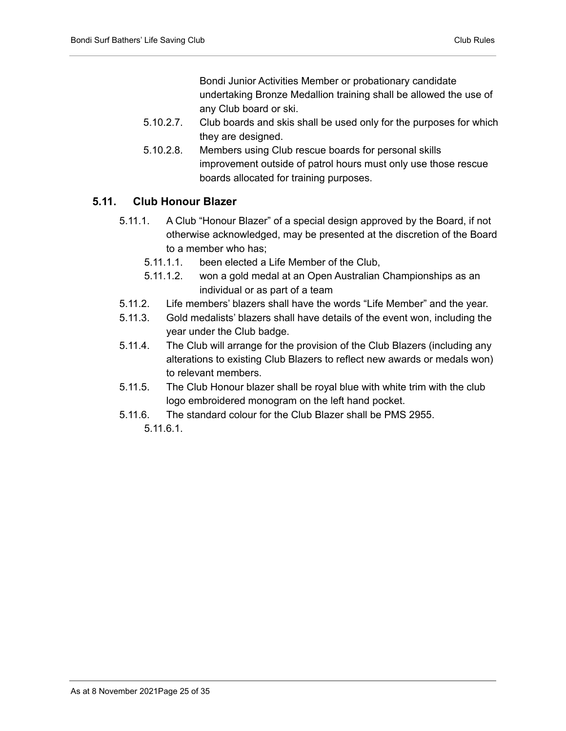Bondi Junior Activities Member or probationary candidate undertaking Bronze Medallion training shall be allowed the use of any Club board or ski.

5.10.2.7. Club boards and skis shall be used only for the purposes for which they are designed.

5.10.2.8. Members using Club rescue boards for personal skills improvement outside of patrol hours must only use those rescue boards allocated for training purposes.

## 5.11. Club Honour Blazer

5.11.1. A Club "Honour Blazer" of a special design approved by the Board, if not otherwise acknowledged, may be presented at the discretion of the Board to a member who has;

5.11.1.1. been elected a Life Member of the Club,

5.11.1.2. won a gold medal at an Open Australian Championships as an individual or as part of a team

5.11.2. Life members' blazers shall have the words "Life Member" and the year.

5.11.3. Gold medalists' blazers shall have details of the event won, including the year under the Club badge.

5.11.4. The Club will arrange for the provision of the Club Blazers (including any alterations to existing Club Blazers to reflect new awards or medals won) to relevant members.

5.11.5. The Club Honour blazer shall be royal blue with white trim with the club logo embroidered monogram on the left hand pocket.

5.11.6. The standard colour for the Club Blazer shall be PMS 2955.

5.11.6.1.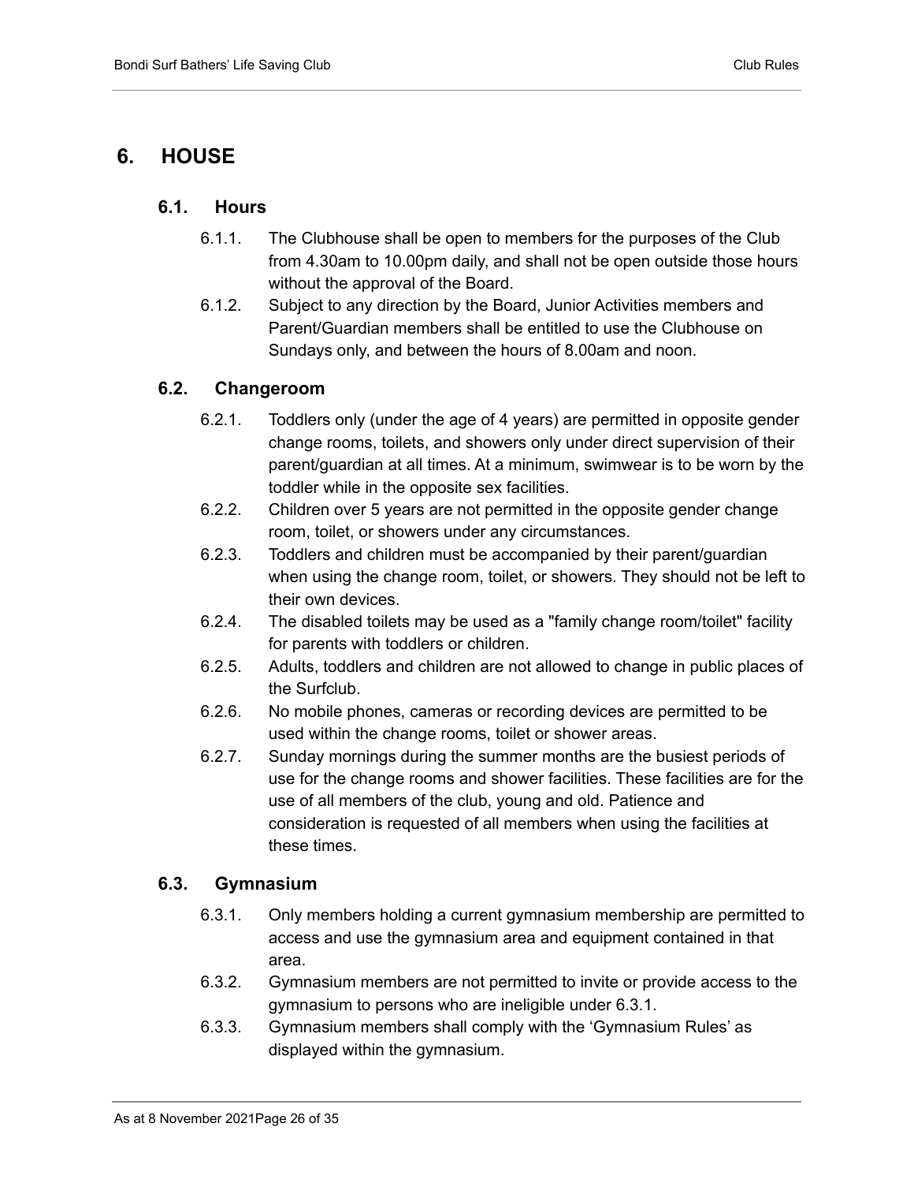# 6. HOUSE

## 6.1. Hours

6.1.1. The Clubhouse shall be open to members for the purposes of the Club from 4.30am to 10.00pm daily, and shall not be open outside those hours without the approval of the Board.

6.1.2. Subject to any direction by the Board, Junior Activities members and Parent/Guardian members shall be entitled to use the Clubhouse on Sundays only, and between the hours of 8.00am and noon.

## 6.2. Changeroom

6.2.1. Toddlers only (under the age of 4 years) are permitted in opposite gender change rooms, toilets, and showers only under direct supervision of their parent/guardian at all times. At a minimum, swimwear is to be worn by the toddler while in the opposite sex facilities.

6.2.2. Children over 5 years are not permitted in the opposite gender change room, toilet, or showers under any circumstances.

6.2.3. Toddlers and children must be accompanied by their parent/guardian when using the change room, toilet, or showers. They should not be left to their own devices.

6.2.4. The disabled toilets may be used as a "family change room/toilet" facility for parents with toddlers or children.

6.2.5. Adults, toddlers and children are not allowed to change in public places of the Surfclub.

6.2.6. No mobile phones, cameras or recording devices are permitted to be used within the change rooms, toilet or shower areas.

6.2.7. Sunday mornings during the summer months are the busiest periods of use for the change rooms and shower facilities. These facilities are for the use of all members of the club, young and old. Patience and consideration is requested of all members when using the facilities at these times.

## 6.3. Gymnasium

6.3.1. Only members holding a current gymnasium membership are permitted to access and use the gymnasium area and equipment contained in that area.

6.3.2. Gymnasium members are not permitted to invite or provide access to the gymnasium to persons who are ineligible under 6.3.1.

6.3.3. Gymnasium members shall comply with the 'Gymnasium Rules' as displayed within the gymnasium.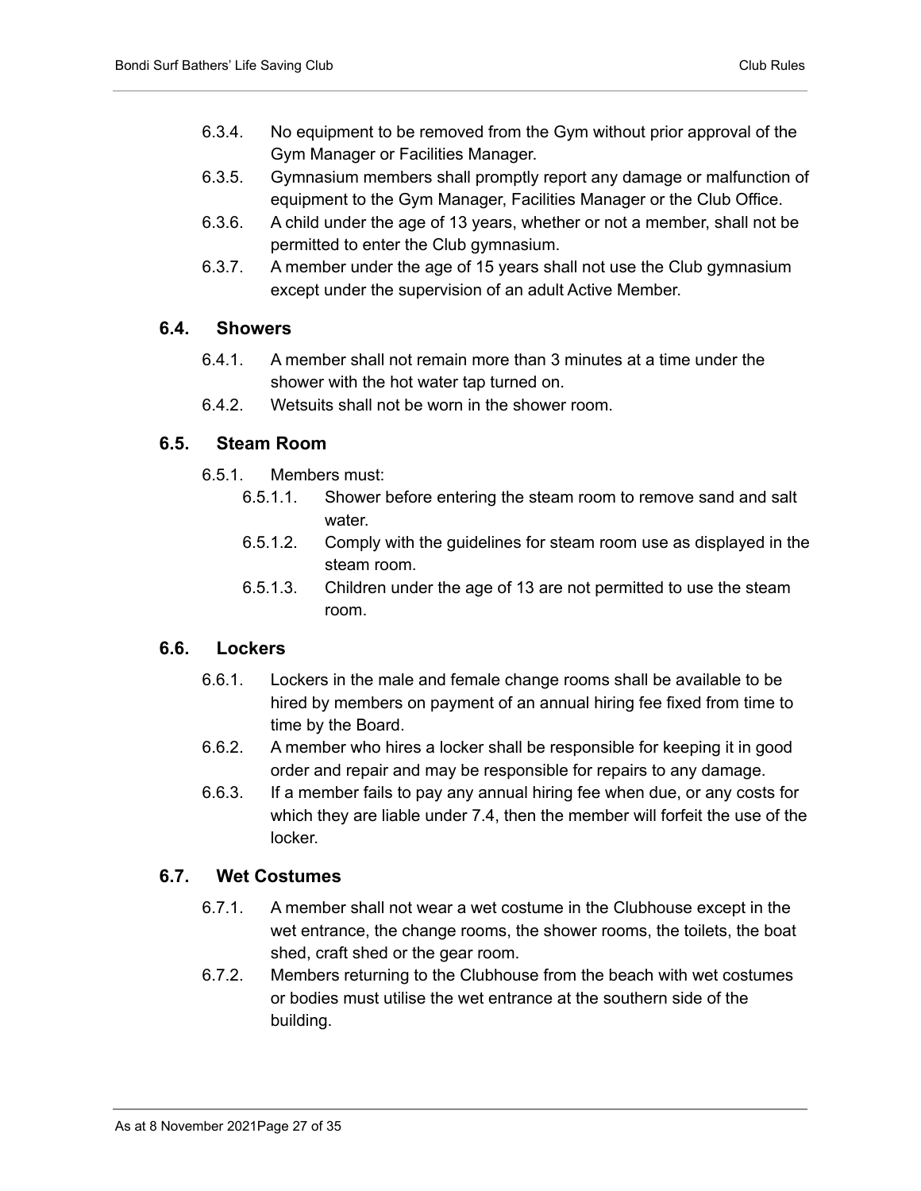6.3.4. No equipment to be removed from the Gym without prior approval of the Gym Manager or Facilities Manager.

6.3.5. Gymnasium members shall promptly report any damage or malfunction of equipment to the Gym Manager, Facilities Manager or the Club Office.

6.3.6. A child under the age of 13 years, whether or not a member, shall not be permitted to enter the Club gymnasium.

6.3.7. A member under the age of 15 years shall not use the Club gymnasium except under the supervision of an adult Active Member.

### 6.4. Showers

6.4.1. A member shall not remain more than 3 minutes at a time under the shower with the hot water tap turned on.

6.4.2. Wetsuits shall not be worn in the shower room.

### 6.5. Steam Room

6.5.1. Members must:

6.5.1.1. Shower before entering the steam room to remove sand and salt water.

6.5.1.2. Comply with the guidelines for steam room use as displayed in the steam room.

6.5.1.3. Children under the age of 13 are not permitted to use the steam room.

### 6.6. Lockers

6.6.1. Lockers in the male and female change rooms shall be available to be hired by members on payment of an annual hiring fee fixed from time to time by the Board.

6.6.2. A member who hires a locker shall be responsible for keeping it in good order and repair and may be responsible for repairs to any damage.

6.6.3. If a member fails to pay any annual hiring fee when due, or any costs for which they are liable under 7.4, then the member will forfeit the use of the locker.

### 6.7. Wet Costumes

6.7.1. A member shall not wear a wet costume in the Clubhouse except in the wet entrance, the change rooms, the shower rooms, the toilets, the boat shed, craft shed or the gear room.

6.7.2. Members returning to the Clubhouse from the beach with wet costumes or bodies must utilise the wet entrance at the southern side of the building.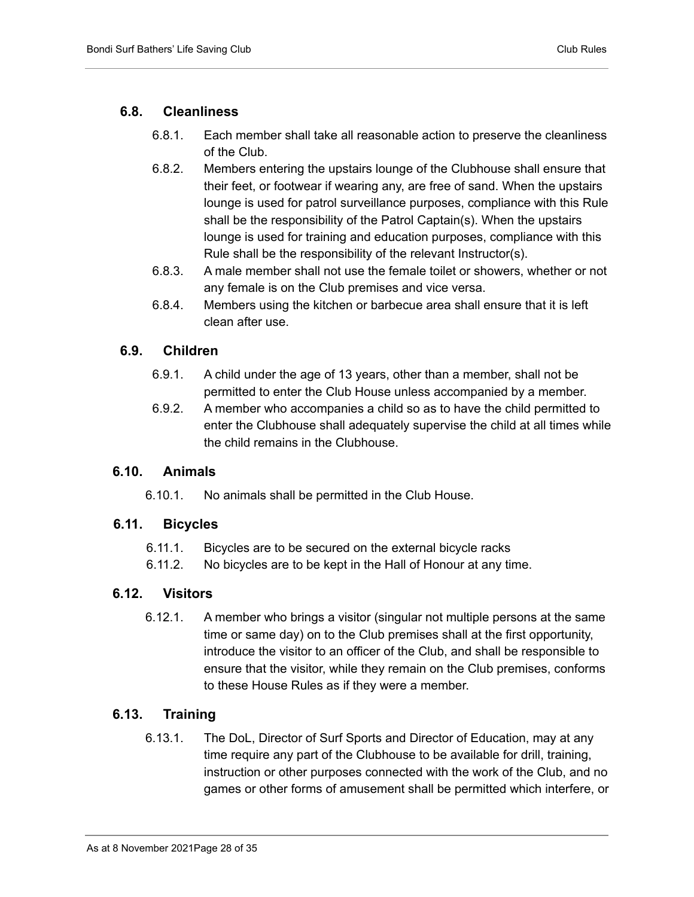## 6.8. Cleanliness

6.8.1. Each member shall take all reasonable action to preserve the cleanliness of the Club.

6.8.2. Members entering the upstairs lounge of the Clubhouse shall ensure that their feet, or footwear if wearing any, are free of sand. When the upstairs lounge is used for patrol surveillance purposes, compliance with this Rule shall be the responsibility of the Patrol Captain(s). When the upstairs lounge is used for training and education purposes, compliance with this Rule shall be the responsibility of the relevant Instructor(s).

6.8.3. A male member shall not use the female toilet or showers, whether or not any female is on the Club premises and vice versa.

6.8.4. Members using the kitchen or barbecue area shall ensure that it is left clean after use.

## 6.9. Children

6.9.1. A child under the age of 13 years, other than a member, shall not be permitted to enter the Club House unless accompanied by a member.

6.9.2. A member who accompanies a child so as to have the child permitted to enter the Clubhouse shall adequately supervise the child at all times while the child remains in the Clubhouse.

## 6.10. Animals

6.10.1. No animals shall be permitted in the Club House.

## 6.11. Bicycles

6.11.1. Bicycles are to be secured on the external bicycle racks

6.11.2. No bicycles are to be kept in the Hall of Honour at any time.

## 6.12. Visitors

6.12.1. A member who brings a visitor (singular not multiple persons at the same time or same day) on to the Club premises shall at the first opportunity, introduce the visitor to an officer of the Club, and shall be responsible to ensure that the visitor, while they remain on the Club premises, conforms to these House Rules as if they were a member.

## 6.13. Training

6.13.1. The DoL, Director of Surf Sports and Director of Education, may at any time require any part of the Clubhouse to be available for drill, training, instruction or other purposes connected with the work of the Club, and no games or other forms of amusement shall be permitted which interfere, or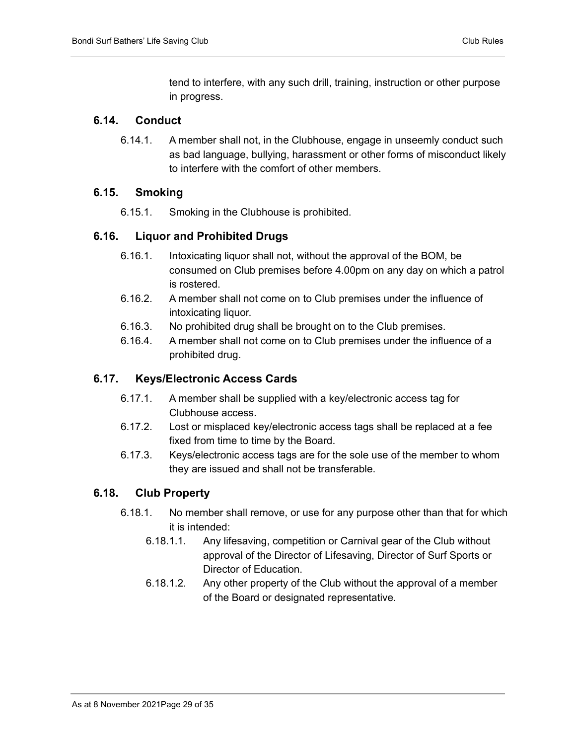tend to interfere, with any such drill, training, instruction or other purpose in progress.

## 6.14. Conduct

6.14.1. A member shall not, in the Clubhouse, engage in unseemly conduct such as bad language, bullying, harassment or other forms of misconduct likely to interfere with the comfort of other members.

## 6.15. Smoking

6.15.1. Smoking in the Clubhouse is prohibited.

## 6.16. Liquor and Prohibited Drugs

6.16.1. Intoxicating liquor shall not, without the approval of the BOM, be consumed on Club premises before 4.00pm on any day on which a patrol is rostered.

6.16.2. A member shall not come on to Club premises under the influence of intoxicating liquor.

6.16.3. No prohibited drug shall be brought on to the Club premises.

6.16.4. A member shall not come on to Club premises under the influence of a prohibited drug.

## 6.17. Keys/Electronic Access Cards

6.17.1. A member shall be supplied with a key/electronic access tag for Clubhouse access.

6.17.2. Lost or misplaced key/electronic access tags shall be replaced at a fee fixed from time to time by the Board.

6.17.3. Keys/electronic access tags are for the sole use of the member to whom they are issued and shall not be transferable.

## 6.18. Club Property

6.18.1. No member shall remove, or use for any purpose other than that for which it is intended:

6.18.1.1. Any lifesaving, competition or Carnival gear of the Club without approval of the Director of Lifesaving, Director of Surf Sports or Director of Education.

6.18.1.2. Any other property of the Club without the approval of a member of the Board or designated representative.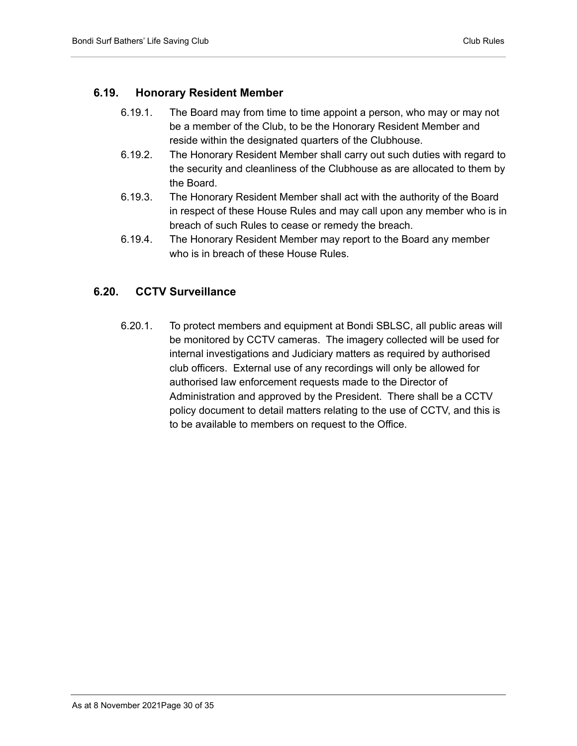## 6.19. Honorary Resident Member

6.19.1. The Board may from time to time appoint a person, who may or may not be a member of the Club, to be the Honorary Resident Member and reside within the designated quarters of the Clubhouse.

6.19.2. The Honorary Resident Member shall carry out such duties with regard to the security and cleanliness of the Clubhouse as are allocated to them by the Board.

6.19.3. The Honorary Resident Member shall act with the authority of the Board in respect of these House Rules and may call upon any member who is in breach of such Rules to cease or remedy the breach.

6.19.4. The Honorary Resident Member may report to the Board any member who is in breach of these House Rules.

## 6.20. CCTV Surveillance

6.20.1. To protect members and equipment at Bondi SBLSC, all public areas will be monitored by CCTV cameras. The imagery collected will be used for internal investigations and Judiciary matters as required by authorised club officers. External use of any recordings will only be allowed for authorised law enforcement requests made to the Director of Administration and approved by the President. There shall be a CCTV policy document to detail matters relating to the use of CCTV, and this is to be available to members on request to the Office.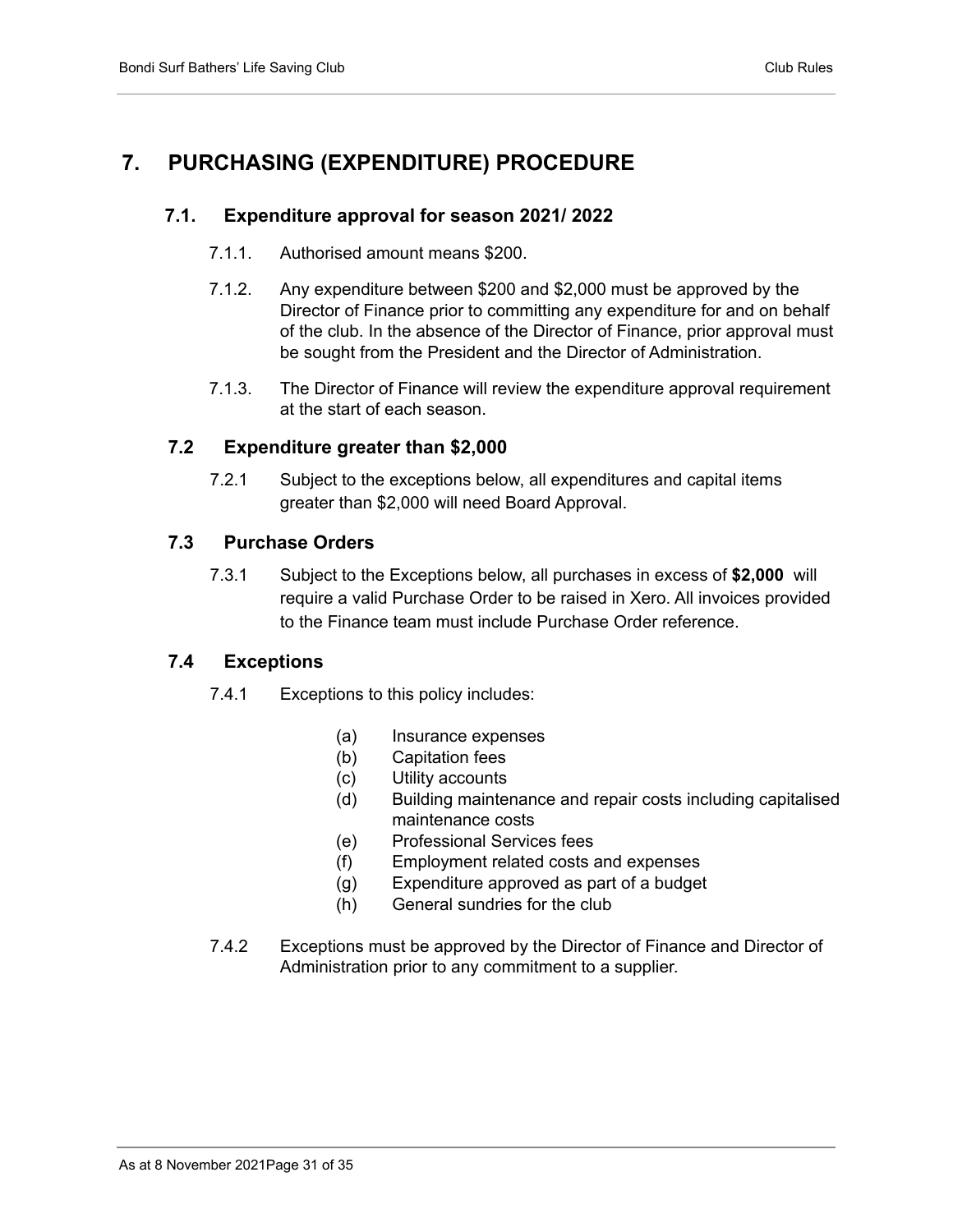# 7. PURCHASING (EXPENDITURE) PROCEDURE

## 7.1. Expenditure approval for season 2021/ 2022

7.1.1. Authorised amount means $200.

7.1.2. Any expenditure between $200 and $2,000 must be approved by the Director of Finance prior to committing any expenditure for and on behalf of the club. In the absence of the Director of Finance, prior approval must be sought from the President and the Director of Administration.

7.1.3. The Director of Finance will review the expenditure approval requirement at the start of each season.

## 7.2 Expenditure greater than $2,000

7.2.1 Subject to the exceptions below, all expenditures and capital items greater than $2,000 will need Board Approval.

## 7.3 Purchase Orders

7.3.1 Subject to the Exceptions below, all purchases in excess of **$2,000** will require a valid Purchase Order to be raised in Xero. All invoices provided to the Finance team must include Purchase Order reference.

## 7.4 Exceptions

7.4.1 Exceptions to this policy includes:

- (a) Insurance expenses
- (b) Capitation fees
- (c) Utility accounts
- (d) Building maintenance and repair costs including capitalised maintenance costs
- (e) Professional Services fees
- (f) Employment related costs and expenses
- (g) Expenditure approved as part of a budget
- (h) General sundries for the club

7.4.2 Exceptions must be approved by the Director of Finance and Director of Administration prior to any commitment to a supplier.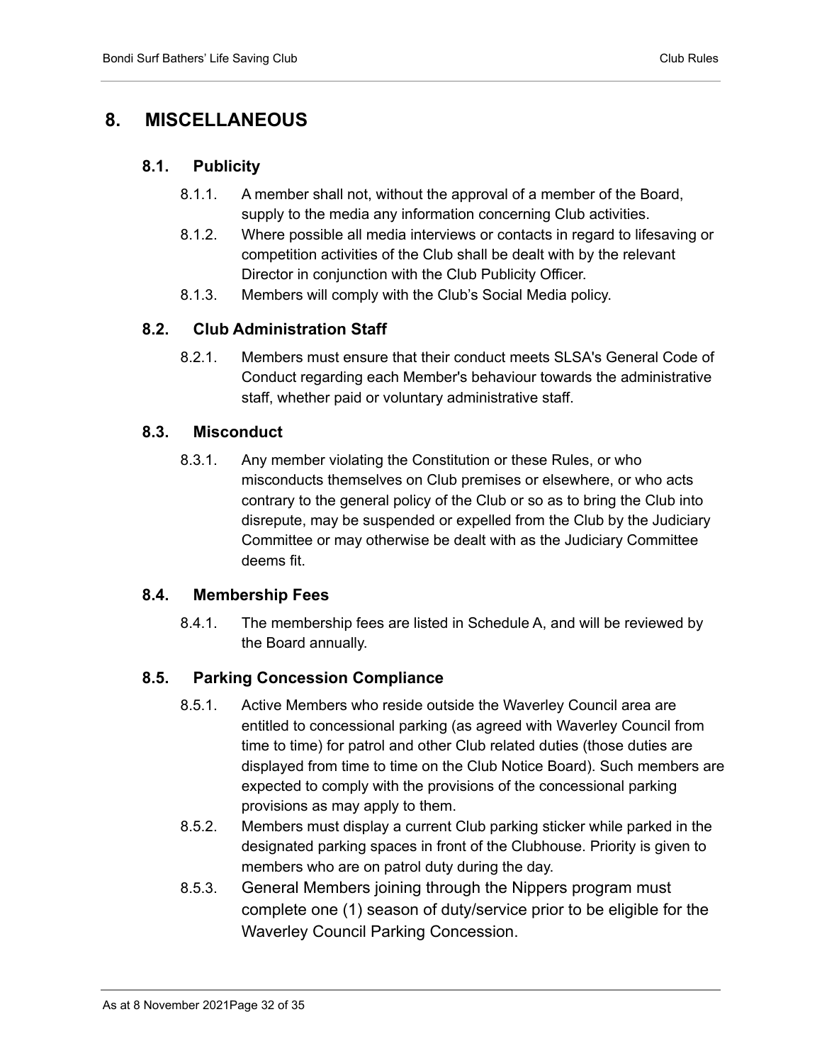# 8. MISCELLANEOUS

## 8.1. Publicity

8.1.1. A member shall not, without the approval of a member of the Board, supply to the media any information concerning Club activities.

8.1.2. Where possible all media interviews or contacts in regard to lifesaving or competition activities of the Club shall be dealt with by the relevant Director in conjunction with the Club Publicity Officer.

8.1.3. Members will comply with the Club's Social Media policy.

## 8.2. Club Administration Staff

8.2.1. Members must ensure that their conduct meets SLSA's General Code of Conduct regarding each Member's behaviour towards the administrative staff, whether paid or voluntary administrative staff.

## 8.3. Misconduct

8.3.1. Any member violating the Constitution or these Rules, or who misconducts themselves on Club premises or elsewhere, or who acts contrary to the general policy of the Club or so as to bring the Club into disrepute, may be suspended or expelled from the Club by the Judiciary Committee or may otherwise be dealt with as the Judiciary Committee deems fit.

## 8.4. Membership Fees

8.4.1. The membership fees are listed in Schedule A, and will be reviewed by the Board annually.

## 8.5. Parking Concession Compliance

8.5.1. Active Members who reside outside the Waverley Council area are entitled to concessional parking (as agreed with Waverley Council from time to time) for patrol and other Club related duties (those duties are displayed from time to time on the Club Notice Board). Such members are expected to comply with the provisions of the concessional parking provisions as may apply to them.

8.5.2. Members must display a current Club parking sticker while parked in the designated parking spaces in front of the Clubhouse. Priority is given to members who are on patrol duty during the day.

8.5.3. General Members joining through the Nippers program must complete one (1) season of duty/service prior to be eligible for the Waverley Council Parking Concession.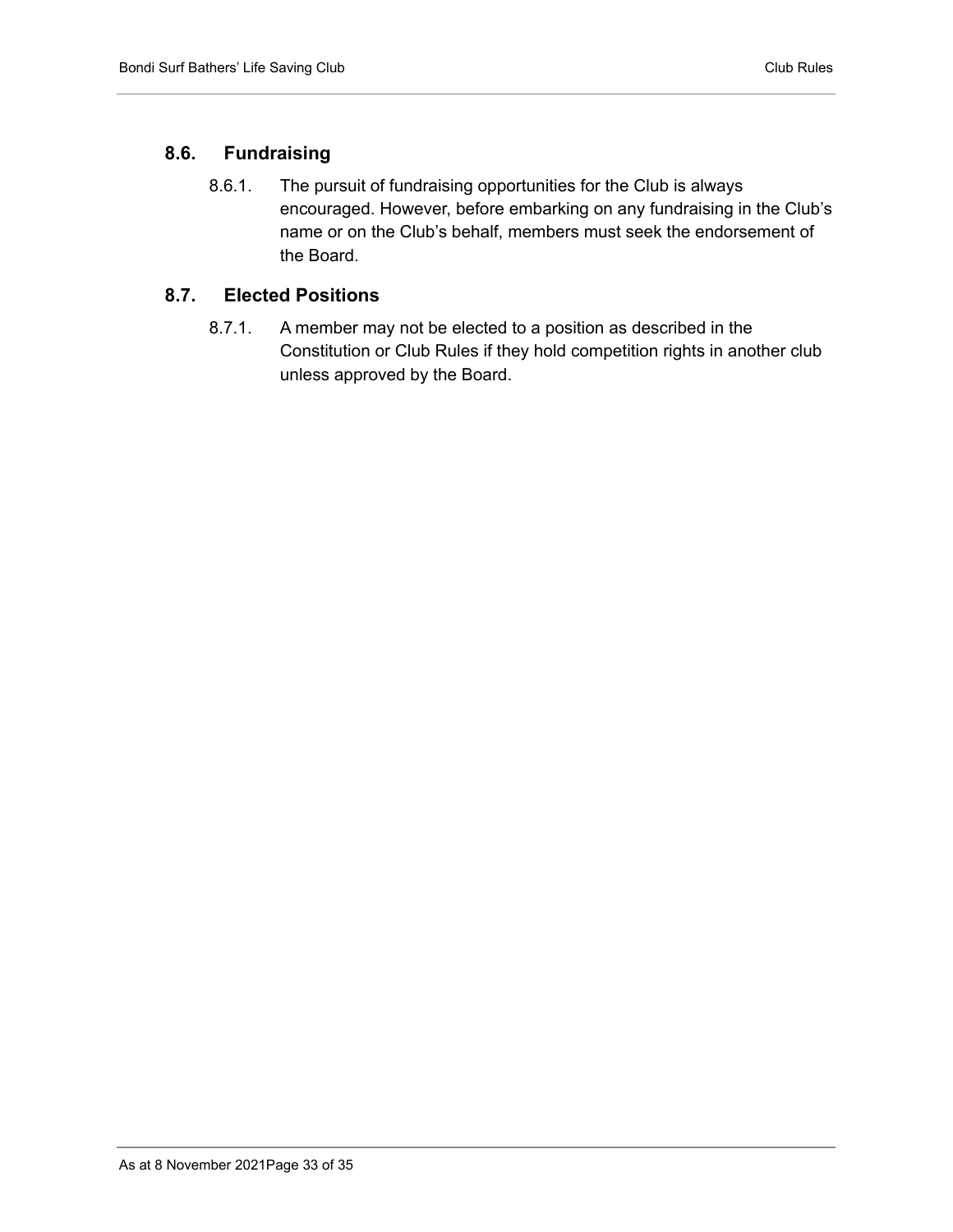## 8.6. Fundraising

8.6.1. The pursuit of fundraising opportunities for the Club is always encouraged. However, before embarking on any fundraising in the Club's name or on the Club's behalf, members must seek the endorsement of the Board.

## 8.7. Elected Positions

8.7.1. A member may not be elected to a position as described in the Constitution or Club Rules if they hold competition rights in another club unless approved by the Board.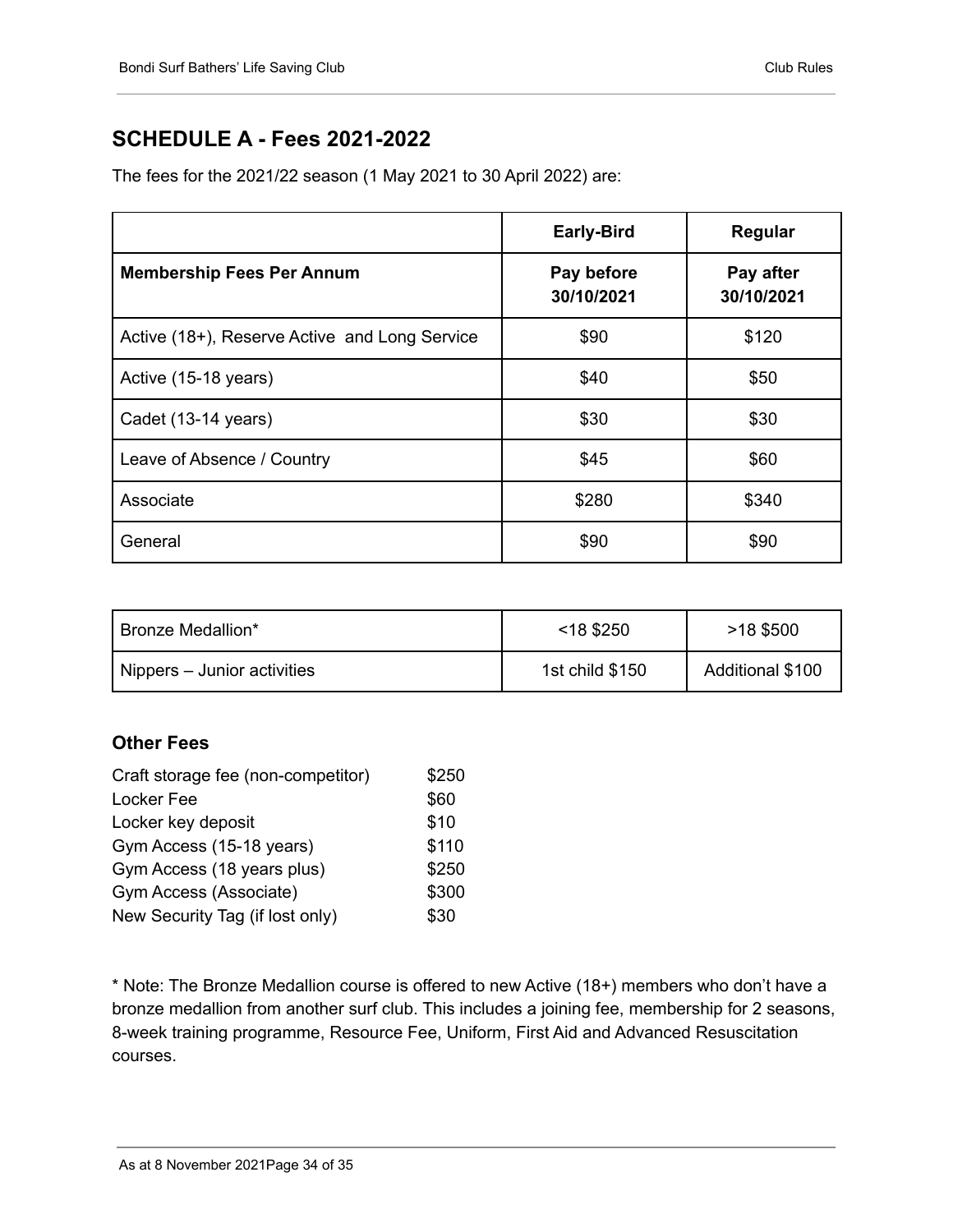## SCHEDULE A - Fees 2021-2022

The fees for the 2021/22 season (1 May 2021 to 30 April 2022) are:

| | **Early-Bird** | **Regular** |
|---|---|---|
| **Membership Fees Per Annum** | **Pay before 30/10/2021** | **Pay after 30/10/2021** |
| Active (18+), Reserve Active and Long Service | $90 | $120 |
| Active (15-18 years) | $40 | $50 |
| Cadet (13-14 years) | $30 | $30 |
| Leave of Absence / Country | $45 | $60 |
| Associate | $280 | $340 |
| General | $90 | $90 |

| | | |
|---|---|---|
| Bronze Medallion* | <18 $250 | >18 $500 |
| Nippers – Junior activities | 1st child $150 | Additional $100 |

### Other Fees

| | |
|---|---|
| Craft storage fee (non-competitor) | $250 |
| Locker Fee | $60 |
| Locker key deposit | $10 |
| Gym Access (15-18 years) | $110 |
| Gym Access (18 years plus) | $250 |
| Gym Access (Associate) | $300 |
| New Security Tag (if lost only) | $30 |

* Note: The Bronze Medallion course is offered to new Active (18+) members who don't have a bronze medallion from another surf club. This includes a joining fee, membership for 2 seasons, 8-week training programme, Resource Fee, Uniform, First Aid and Advanced Resuscitation courses.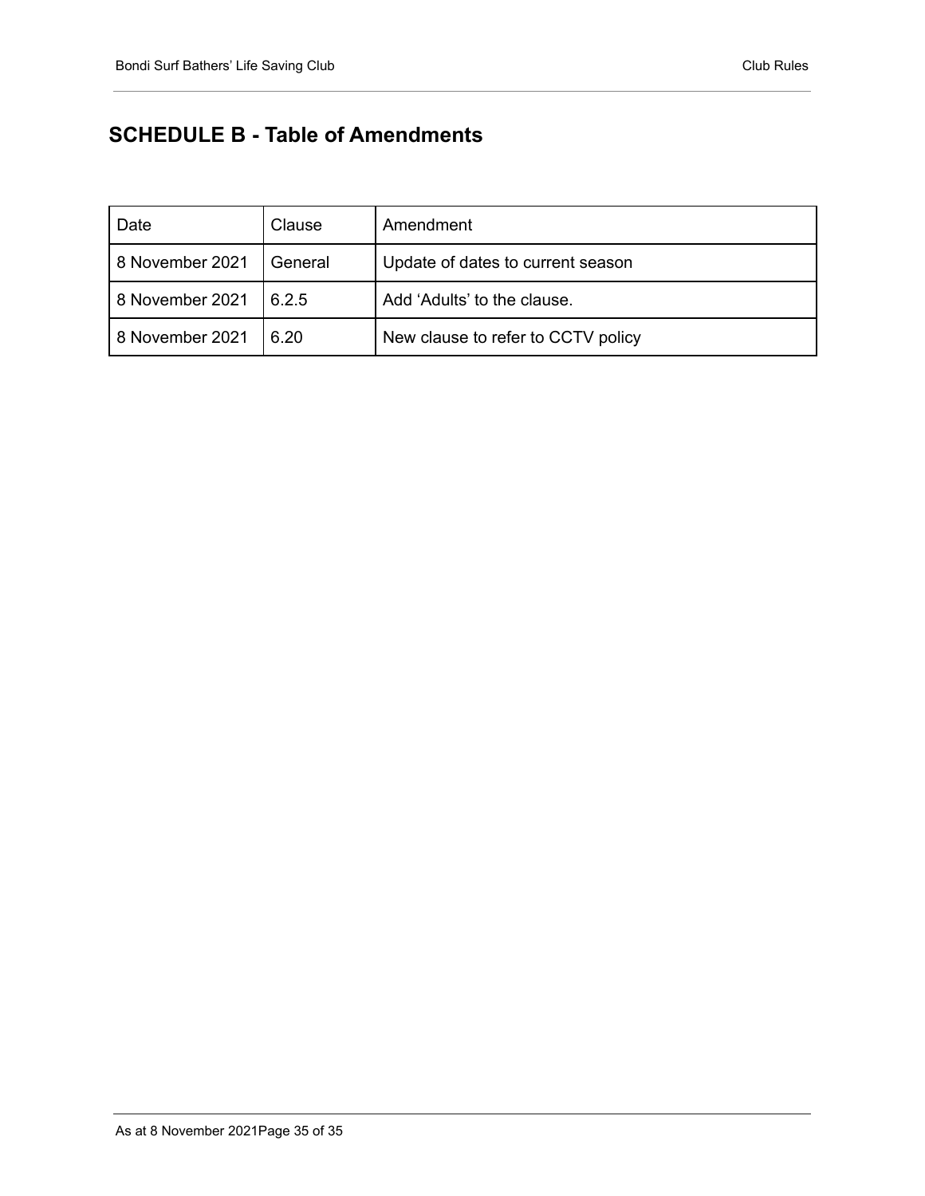## SCHEDULE B - Table of Amendments

| Date | Clause | Amendment |
| --- | --- | --- |
| 8 November 2021 | General | Update of dates to current season |
| 8 November 2021 | 6.2.5 | Add 'Adults' to the clause. |
| 8 November 2021 | 6.20 | New clause to refer to CCTV policy |